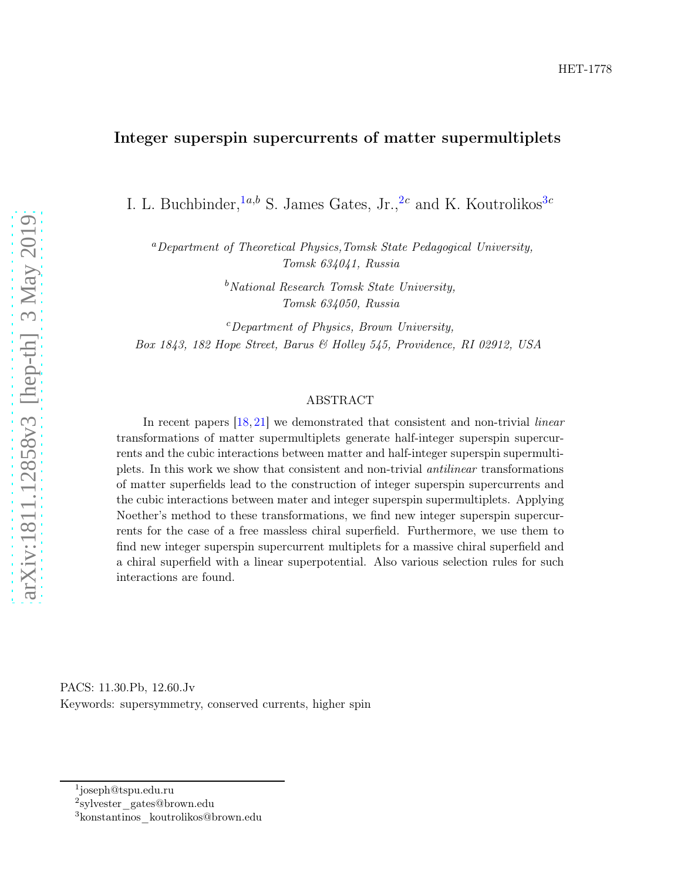HET-1778

# Integer superspin supercurrents of matter supermultiplets

I. L. Buchbinder,[1a,b] S. James Gates, Jr.,[2c] and K. Koutrolikos[3c]

[a] *Department of Theoretical Physics, Tomsk State Pedagogical University, Tomsk 634041, Russia*

[b] *National Research Tomsk State University, Tomsk 634050, Russia*

[c] *Department of Physics, Brown University, Box 1843, 182 Hope Street, Barus & Holley 545, Providence, RI 02912, USA*

## ABSTRACT

In recent papers [18, 21] we demonstrated that consistent and non-trivial *linear* transformations of matter supermultiplets generate half-integer superspin supercurrents and the cubic interactions between matter and half-integer superspin supermultiplets. In this work we show that consistent and non-trivial *antilinear* transformations of matter superfields lead to the construction of integer superspin supercurrents and the cubic interactions between mater and integer superspin supermultiplets. Applying Noether's method to these transformations, we find new integer superspin supercurrents for the case of a free massless chiral superfield. Furthermore, we use them to find new integer superspin supercurrent multiplets for a massive chiral superfield and a chiral superfield with a linear superpotential. Also various selection rules for such interactions are found.

PACS: 11.30.Pb, 12.60.Jv

Keywords: supersymmetry, conserved currents, higher spin

---

[1] joseph@tspu.edu.ru

[2] sylvester_gates@brown.edu

[3] konstantinos_koutrolikos@brown.edu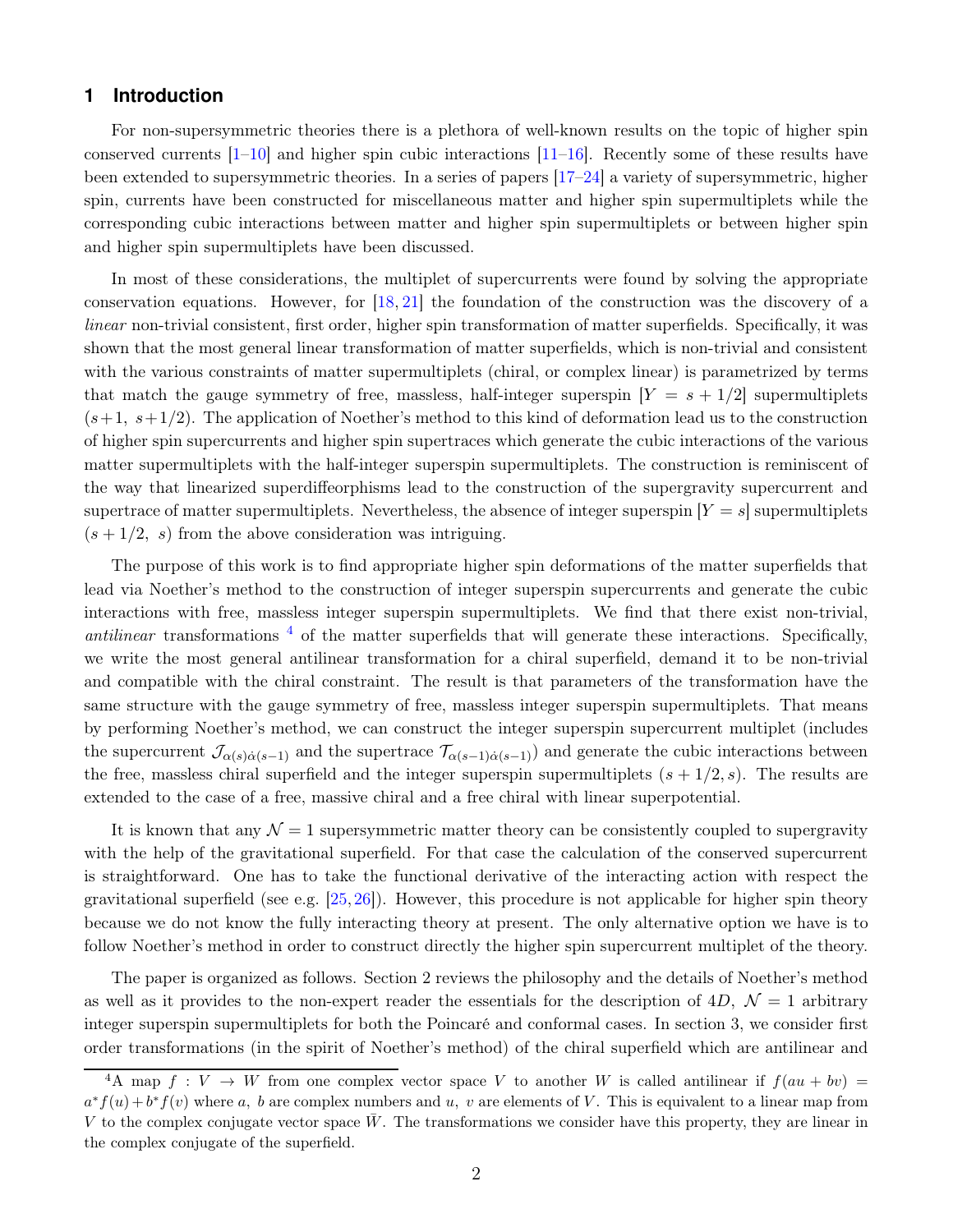## 1 Introduction

For non-supersymmetric theories there is a plethora of well-known results on the topic of higher spin conserved currents [1–10] and higher spin cubic interactions [11–16]. Recently some of these results have been extended to supersymmetric theories. In a series of papers [17–24] a variety of supersymmetric, higher spin, currents have been constructed for miscellaneous matter and higher spin supermultiplets while the corresponding cubic interactions between matter and higher spin supermultiplets or between higher spin and higher spin supermultiplets have been discussed.

In most of these considerations, the multiplet of supercurrents were found by solving the appropriate conservation equations. However, for [18, 21] the foundation of the construction was the discovery of a *linear* non-trivial consistent, first order, higher spin transformation of matter superfields. Specifically, it was shown that the most general linear transformation of matter superfields, which is non-trivial and consistent with the various constraints of matter supermultiplets (chiral, or complex linear) is parametrized by terms that match the gauge symmetry of free, massless, half-integer superspin $[Y = s + 1/2]$ supermultiplets $(s+1,\ s+1/2)$. The application of Noether's method to this kind of deformation lead us to the construction of higher spin supercurrents and higher spin supertraces which generate the cubic interactions of the various matter supermultiplets with the half-integer superspin supermultiplets. The construction is reminiscent of the way that linearized superdiffeorphisms lead to the construction of the supergravity supercurrent and supertrace of matter supermultiplets. Nevertheless, the absence of integer superspin $[Y = s]$ supermultiplets $(s + 1/2,\ s)$ from the above consideration was intriguing.

The purpose of this work is to find appropriate higher spin deformations of the matter superfields that lead via Noether's method to the construction of integer superspin supercurrents and generate the cubic interactions with free, massless integer superspin supermultiplets. We find that there exist non-trivial, *antilinear* transformations [4] of the matter superfields that will generate these interactions. Specifically, we write the most general antilinear transformation for a chiral superfield, demand it to be non-trivial and compatible with the chiral constraint. The result is that parameters of the transformation have the same structure with the gauge symmetry of free, massless integer superspin supermultiplets. That means by performing Noether's method, we can construct the integer superspin supercurrent multiplet (includes the supercurrent $\mathcal{J}_{\alpha(s)\dot{\alpha}(s-1)}$ and the supertrace $\mathcal{T}_{\alpha(s-1)\dot{\alpha}(s-1)}$) and generate the cubic interactions between the free, massless chiral superfield and the integer superspin supermultiplets $(s + 1/2, s)$. The results are extended to the case of a free, massive chiral and a free chiral with linear superpotential.

It is known that any $\mathcal{N} = 1$ supersymmetric matter theory can be consistently coupled to supergravity with the help of the gravitational superfield. For that case the calculation of the conserved supercurrent is straightforward. One has to take the functional derivative of the interacting action with respect the gravitational superfield (see e.g. [25, 26]). However, this procedure is not applicable for higher spin theory because we do not know the fully interacting theory at present. The only alternative option we have is to follow Noether's method in order to construct directly the higher spin supercurrent multiplet of the theory.

The paper is organized as follows. Section 2 reviews the philosophy and the details of Noether's method as well as it provides to the non-expert reader the essentials for the description of $4D$, $\mathcal{N} = 1$ arbitrary integer superspin supermultiplets for both the Poincaré and conformal cases. In section 3, we consider first order transformations (in the spirit of Noether's method) of the chiral superfield which are antilinear and

[4] A map $f : V \to W$ from one complex vector space $V$ to another $W$ is called antilinear if $f(au + bv) = a^* f(u) + b^* f(v)$ where $a,\ b$ are complex numbers and $u,\ v$ are elements of $V$. This is equivalent to a linear map from $V$ to the complex conjugate vector space $\bar{W}$. The transformations we consider have this property, they are linear in the complex conjugate of the superfield.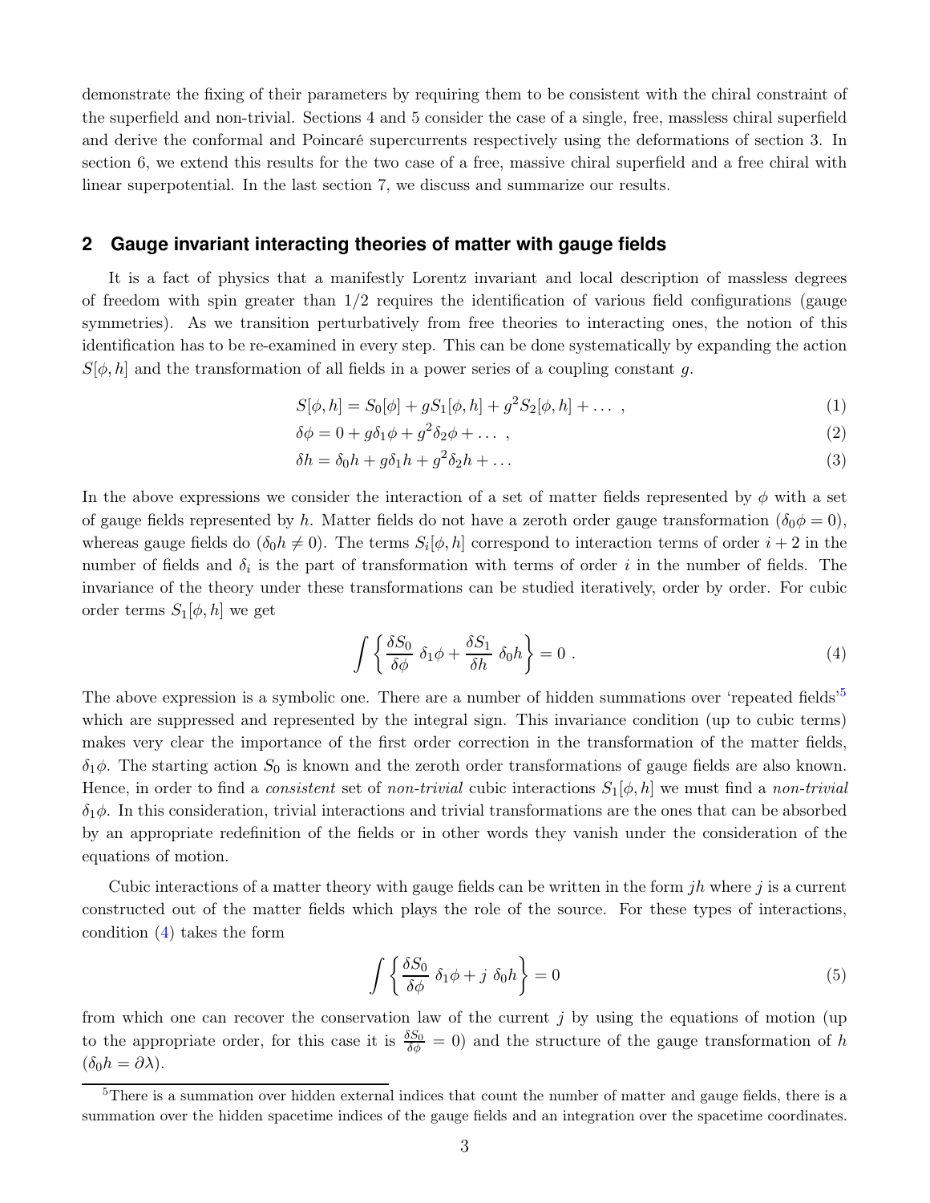demonstrate the fixing of their parameters by requiring them to be consistent with the chiral constraint of the superfield and non-trivial. Sections 4 and 5 consider the case of a single, free, massless chiral superfield and derive the conformal and Poincaré supercurrents respectively using the deformations of section 3. In section 6, we extend this results for the two case of a free, massive chiral superfield and a free chiral with linear superpotential. In the last section 7, we discuss and summarize our results.

## 2 Gauge invariant interacting theories of matter with gauge fields

It is a fact of physics that a manifestly Lorentz invariant and local description of massless degrees of freedom with spin greater than 1/2 requires the identification of various field configurations (gauge symmetries). As we transition perturbatively from free theories to interacting ones, the notion of this identification has to be re-examined in every step. This can be done systematically by expanding the action $S[\phi, h]$ and the transformation of all fields in a power series of a coupling constant $g$.

$$S[\phi, h] = S_0[\phi] + gS_1[\phi, h] + g^2 S_2[\phi, h] + \dots \ , \tag{1}$$

$$\delta\phi = 0 + g\delta_1\phi + g^2\delta_2\phi + \dots \ , \tag{2}$$

$$\delta h = \delta_0 h + g\delta_1 h + g^2\delta_2 h + \dots \tag{3}$$

In the above expressions we consider the interaction of a set of matter fields represented by $\phi$ with a set of gauge fields represented by $h$. Matter fields do not have a zeroth order gauge transformation ($\delta_0\phi = 0$), whereas gauge fields do ($\delta_0 h \neq 0$). The terms $S_i[\phi, h]$ correspond to interaction terms of order $i+2$ in the number of fields and $\delta_i$ is the part of transformation with terms of order $i$ in the number of fields. The invariance of the theory under these transformations can be studied iteratively, order by order. For cubic order terms $S_1[\phi, h]$ we get

$$\int \left\{ \frac{\delta S_0}{\delta\phi}\ \delta_1\phi + \frac{\delta S_1}{\delta h}\ \delta_0 h \right\} = 0\ . \tag{4}$$

The above expression is a symbolic one. There are a number of hidden summations over 'repeated fields'[5] which are suppressed and represented by the integral sign. This invariance condition (up to cubic terms) makes very clear the importance of the first order correction in the transformation of the matter fields, $\delta_1\phi$. The starting action $S_0$ is known and the zeroth order transformations of gauge fields are also known. Hence, in order to find a *consistent* set of *non-trivial* cubic interactions $S_1[\phi, h]$ we must find a *non-trivial* $\delta_1\phi$. In this consideration, trivial interactions and trivial transformations are the ones that can be absorbed by an appropriate redefinition of the fields or in other words they vanish under the consideration of the equations of motion.

Cubic interactions of a matter theory with gauge fields can be written in the form $jh$ where $j$ is a current constructed out of the matter fields which plays the role of the source. For these types of interactions, condition (4) takes the form

$$\int \left\{ \frac{\delta S_0}{\delta\phi}\ \delta_1\phi + j\ \delta_0 h \right\} = 0 \tag{5}$$

from which one can recover the conservation law of the current $j$ by using the equations of motion (up to the appropriate order, for this case it is $\frac{\delta S_0}{\delta\phi} = 0$) and the structure of the gauge transformation of $h$ ($\delta_0 h = \partial\lambda$).

[5] There is a summation over hidden external indices that count the number of matter and gauge fields, there is a summation over the hidden spacetime indices of the gauge fields and an integration over the spacetime coordinates.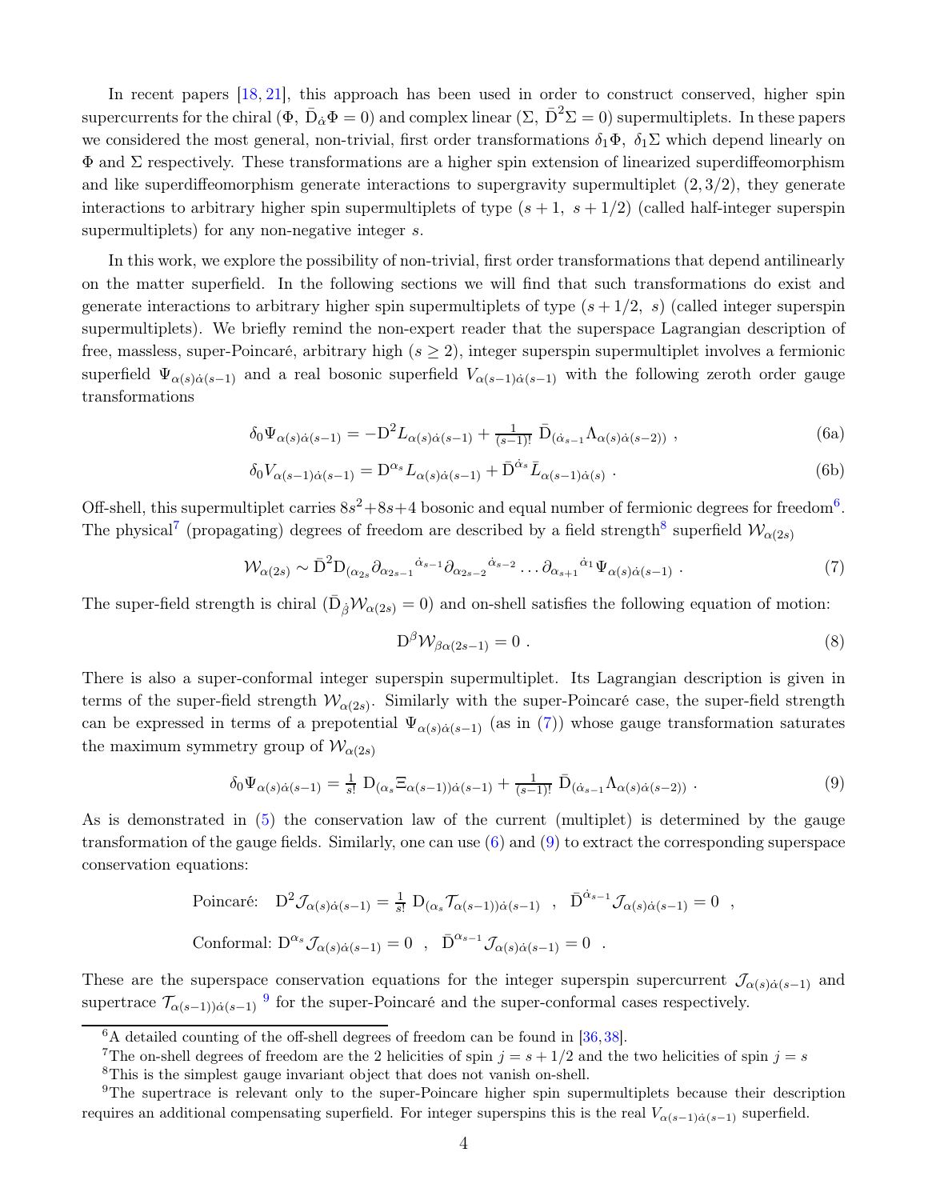In recent papers [18, 21], this approach has been used in order to construct conserved, higher spin supercurrents for the chiral ($\Phi$, $\bar{\mathrm{D}}_{\dot{\alpha}}\Phi = 0$) and complex linear ($\Sigma$, $\bar{\mathrm{D}}^2\Sigma = 0$) supermultiplets. In these papers we considered the most general, non-trivial, first order transformations $\delta_1\Phi$, $\delta_1\Sigma$ which depend linearly on $\Phi$ and $\Sigma$ respectively. These transformations are a higher spin extension of linearized superdiffeomorphism and like superdiffeomorphism generate interactions to supergravity supermultiplet $(2, 3/2)$, they generate interactions to arbitrary higher spin supermultiplets of type $(s+1,\ s+1/2)$ (called half-integer superspin supermultiplets) for any non-negative integer $s$.

In this work, we explore the possibility of non-trivial, first order transformations that depend antilinearly on the matter superfield. In the following sections we will find that such transformations do exist and generate interactions to arbitrary higher spin supermultiplets of type $(s+1/2,\ s)$ (called integer superspin supermultiplets). We briefly remind the non-expert reader that the superspace Lagrangian description of free, massless, super-Poincaré, arbitrary high ($s \geq 2$), integer superspin supermultiplet involves a fermionic superfield $\Psi_{\alpha(s)\dot{\alpha}(s-1)}$ and a real bosonic superfield $V_{\alpha(s-1)\dot{\alpha}(s-1)}$ with the following zeroth order gauge transformations

$$\delta_0\Psi_{\alpha(s)\dot{\alpha}(s-1)} = -\mathrm{D}^2 L_{\alpha(s)\dot{\alpha}(s-1)} + \tfrac{1}{(s-1)!}\ \bar{\mathrm{D}}_{(\dot{\alpha}_{s-1}}\Lambda_{\alpha(s)\dot{\alpha}(s-2))}\ , \tag{6a}$$

$$\delta_0 V_{\alpha(s-1)\dot{\alpha}(s-1)} = \mathrm{D}^{\alpha_s}L_{\alpha(s)\dot{\alpha}(s-1)} + \bar{\mathrm{D}}^{\dot{\alpha}_s}\bar{L}_{\alpha(s-1)\dot{\alpha}(s)}\ . \tag{6b}$$

Off-shell, this supermultiplet carries $8s^2+8s+4$ bosonic and equal number of fermionic degrees for freedom[6]. The physical[7] (propagating) degrees of freedom are described by a field strength[8] superfield $\mathcal{W}_{\alpha(2s)}$

$$\mathcal{W}_{\alpha(2s)} \sim \bar{\mathrm{D}}^2\mathrm{D}_{(\alpha_{2s}}\partial_{\alpha_{2s-1}}{}^{\dot{\alpha}_{s-1}}\partial_{\alpha_{2s-2}}{}^{\dot{\alpha}_{s-2}}\dots\partial_{\alpha_{s+1}}{}^{\dot{\alpha}_1}\Psi_{\alpha(s)\dot{\alpha}(s-1)}\ . \tag{7}$$

The super-field strength is chiral ($\bar{\mathrm{D}}_{\dot{\beta}}\mathcal{W}_{\alpha(2s)} = 0$) and on-shell satisfies the following equation of motion:

$$\mathrm{D}^{\beta}\mathcal{W}_{\beta\alpha(2s-1)} = 0\ . \tag{8}$$

There is also a super-conformal integer superspin supermultiplet. Its Lagrangian description is given in terms of the super-field strength $\mathcal{W}_{\alpha(2s)}$. Similarly with the super-Poincaré case, the super-field strength can be expressed in terms of a prepotential $\Psi_{\alpha(s)\dot{\alpha}(s-1)}$ (as in (7)) whose gauge transformation saturates the maximum symmetry group of $\mathcal{W}_{\alpha(2s)}$

$$\delta_0\Psi_{\alpha(s)\dot{\alpha}(s-1)} = \tfrac{1}{s!}\ \mathrm{D}_{(\alpha_s}\Xi_{\alpha(s-1))\dot{\alpha}(s-1)} + \tfrac{1}{(s-1)!}\ \bar{\mathrm{D}}_{(\dot{\alpha}_{s-1}}\Lambda_{\alpha(s)\dot{\alpha}(s-2))}\ . \tag{9}$$

As is demonstrated in (5) the conservation law of the current (multiplet) is determined by the gauge transformation of the gauge fields. Similarly, one can use (6) and (9) to extract the corresponding superspace conservation equations:

$$\text{Poincaré:}\quad \mathrm{D}^2\mathcal{J}_{\alpha(s)\dot{\alpha}(s-1)} = \tfrac{1}{s!}\ \mathrm{D}_{(\alpha_s}\mathcal{T}_{\alpha(s-1))\dot{\alpha}(s-1)}\quad,\quad \bar{\mathrm{D}}^{\dot{\alpha}_{s-1}}\mathcal{J}_{\alpha(s)\dot{\alpha}(s-1)} = 0\quad,$$

$$\text{Conformal:}\ \mathrm{D}^{\alpha_s}\mathcal{J}_{\alpha(s)\dot{\alpha}(s-1)} = 0\quad,\quad \bar{\mathrm{D}}^{\dot{\alpha}_{s-1}}\mathcal{J}_{\alpha(s)\dot{\alpha}(s-1)} = 0\quad.$$

These are the superspace conservation equations for the integer superspin supercurrent $\mathcal{J}_{\alpha(s)\dot{\alpha}(s-1)}$ and supertrace $\mathcal{T}_{\alpha(s-1))\dot{\alpha}(s-1)}$ [9] for the super-Poincaré and the super-conformal cases respectively.

---

[6] A detailed counting of the off-shell degrees of freedom can be found in [36, 38].

[7] The on-shell degrees of freedom are the 2 helicities of spin $j = s + 1/2$ and the two helicities of spin $j = s$

[8] This is the simplest gauge invariant object that does not vanish on-shell.

[9] The supertrace is relevant only to the super-Poincare higher spin supermultiplets because their description requires an additional compensating superfield. For integer superspins this is the real $V_{\alpha(s-1)\dot{\alpha}(s-1)}$ superfield.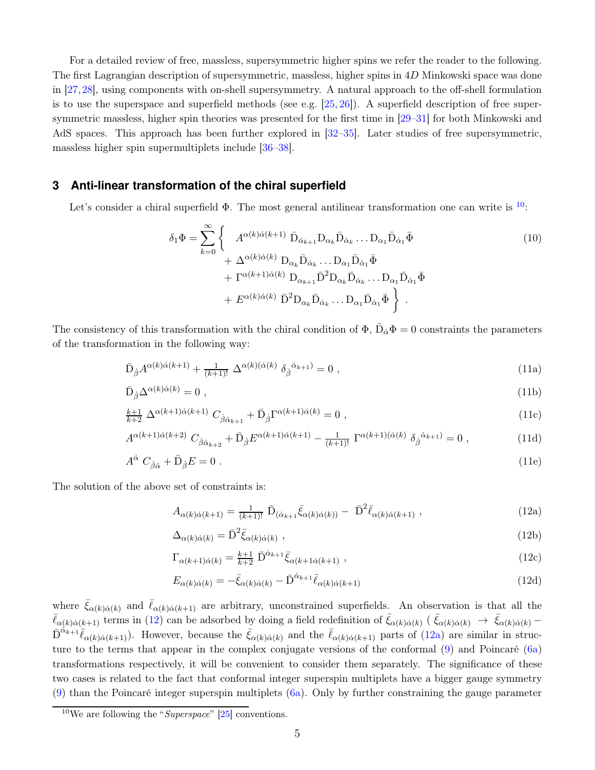For a detailed review of free, massless, supersymmetric higher spins we refer the reader to the following. The first Lagrangian description of supersymmetric, massless, higher spins in 4$D$ Minkowski space was done in [27,28], using components with on-shell supersymmetry. A natural approach to the off-shell formulation is to use the superspace and superfield methods (see e.g. [25,26]). A superfield description of free supersymmetric massless, higher spin theories was presented for the first time in [29–31] for both Minkowski and AdS spaces. This approach has been further explored in [32–35]. Later studies of free supersymmetric, massless higher spin supermultiplets include [36–38].

## 3 Anti-linear transformation of the chiral superfield

Let's consider a chiral superfield $\Phi$. The most general antilinear transformation one can write is [10]:

$$
\begin{aligned}
\delta_1\Phi = \sum_{k=0}^{\infty}\Big\{ \quad & A^{\alpha(k)\dot\alpha(k+1)}\ \bar{\rm D}_{\dot\alpha_{k+1}}{\rm D}_{\alpha_k}\bar{\rm D}_{\dot\alpha_k}\dots{\rm D}_{\alpha_1}\bar{\rm D}_{\dot\alpha_1}\bar\Phi \\
&+ \Delta^{\alpha(k)\dot\alpha(k)}\ {\rm D}_{\alpha_k}\bar{\rm D}_{\dot\alpha_k}\dots{\rm D}_{\alpha_1}\bar{\rm D}_{\dot\alpha_1}\bar\Phi \\
&+ \Gamma^{\alpha(k+1)\dot\alpha(k)}\ {\rm D}_{\alpha_{k+1}}\bar{\rm D}^2{\rm D}_{\alpha_k}\bar{\rm D}_{\dot\alpha_k}\dots{\rm D}_{\alpha_1}\bar{\rm D}_{\dot\alpha_1}\bar\Phi \\
&+ E^{\alpha(k)\dot\alpha(k)}\ \bar{\rm D}^2{\rm D}_{\alpha_k}\bar{\rm D}_{\dot\alpha_k}\dots{\rm D}_{\alpha_1}\bar{\rm D}_{\dot\alpha_1}\bar\Phi \ \Big\}\ .
\end{aligned}
\tag{10}
$$

The consistency of this transformation with the chiral condition of $\Phi$, $\bar{\rm D}_{\dot\alpha}\Phi = 0$ constraints the parameters of the transformation in the following way:

$$
\bar{\rm D}_{\dot\beta}A^{\alpha(k)\dot\alpha(k+1)} + \tfrac{1}{(k+1)!}\ \Delta^{\alpha(k)(\dot\alpha(k)}\ \delta_{\dot\beta}{}^{\dot\alpha_{k+1})} = 0\ , \tag{11a}
$$

$$
\bar{\rm D}_{\dot\beta}\Delta^{\alpha(k)\dot\alpha(k)} = 0\ , \tag{11b}
$$

$$
\tfrac{k+1}{k+2}\ \Delta^{\alpha(k+1)\dot\alpha(k+1)}\ C_{\dot\beta\dot\alpha_{k+1}} + \bar{\rm D}_{\dot\beta}\Gamma^{\alpha(k+1)\dot\alpha(k)} = 0\ , \tag{11c}
$$

$$
A^{\alpha(k+1)\dot\alpha(k+2)}\ C_{\dot\beta\dot\alpha_{k+2}} + \bar{\rm D}_{\dot\beta}E^{\alpha(k+1)\dot\alpha(k+1)} - \tfrac{1}{(k+1)!}\ \Gamma^{\alpha(k+1)(\dot\alpha(k)}\ \delta_{\dot\beta}{}^{\dot\alpha_{k+1})} = 0\ , \tag{11d}
$$

$$
A^{\dot\alpha}\ C_{\dot\beta\dot\alpha} + \bar{\rm D}_{\dot\beta}E = 0\ . \tag{11e}
$$

The solution of the above set of constraints is:

$$
A_{\alpha(k)\dot\alpha(k+1)} = \tfrac{1}{(k+1)!}\ \bar{\rm D}_{(\dot\alpha_{k+1}}\bar\xi_{\alpha(k)\dot\alpha(k))} -\ \bar{\rm D}^2\bar\ell_{\alpha(k)\dot\alpha(k+1)}\ , \tag{12a}
$$

$$
\Delta_{\alpha(k)\dot\alpha(k)} = \bar{\rm D}^2\bar\xi_{\alpha(k)\dot\alpha(k)}\ , \tag{12b}
$$

$$
\Gamma_{\alpha(k+1)\dot\alpha(k)} = \tfrac{k+1}{k+2}\ \bar{\rm D}^{\dot\alpha_{k+1}}\bar\xi_{\alpha(k+1\dot\alpha(k+1)}\ , \tag{12c}
$$

$$
E_{\alpha(k)\dot\alpha(k)} = -\bar\xi_{\alpha(k)\dot\alpha(k)} - \bar{\rm D}^{\dot\alpha_{k+1}}\bar\ell_{\alpha(k)\dot\alpha(k+1)} \tag{12d}
$$

where $\bar\xi_{\alpha(k)\dot\alpha(k)}$ and $\bar\ell_{\alpha(k)\dot\alpha(k+1)}$ are arbitrary, unconstrained superfields. An observation is that all the $\bar\ell_{\alpha(k)\dot\alpha(k+1)}$ terms in (12) can be adsorbed by doing a field redefinition of $\bar\xi_{\alpha(k)\dot\alpha(k)}$ ( $\bar\xi_{\alpha(k)\dot\alpha(k)} \rightarrow \bar\xi_{\alpha(k)\dot\alpha(k)} - \bar{\rm D}^{\dot\alpha_{k+1}}\bar\ell_{\alpha(k)\dot\alpha(k+1)}$). However, because the $\bar\xi_{\alpha(k)\dot\alpha(k)}$ and the $\bar\ell_{\alpha(k)\dot\alpha(k+1)}$ parts of (12a) are similar in structure to the terms that appear in the complex conjugate versions of the conformal (9) and Poincaré (6a) transformations respectively, it will be convenient to consider them separately. The significance of these two cases is related to the fact that conformal integer superspin multiplets have a bigger gauge symmetry (9) than the Poincaré integer superspin multiplets (6a). Only by further constraining the gauge parameter

[10] We are following the "*Superspace*" [25] conventions.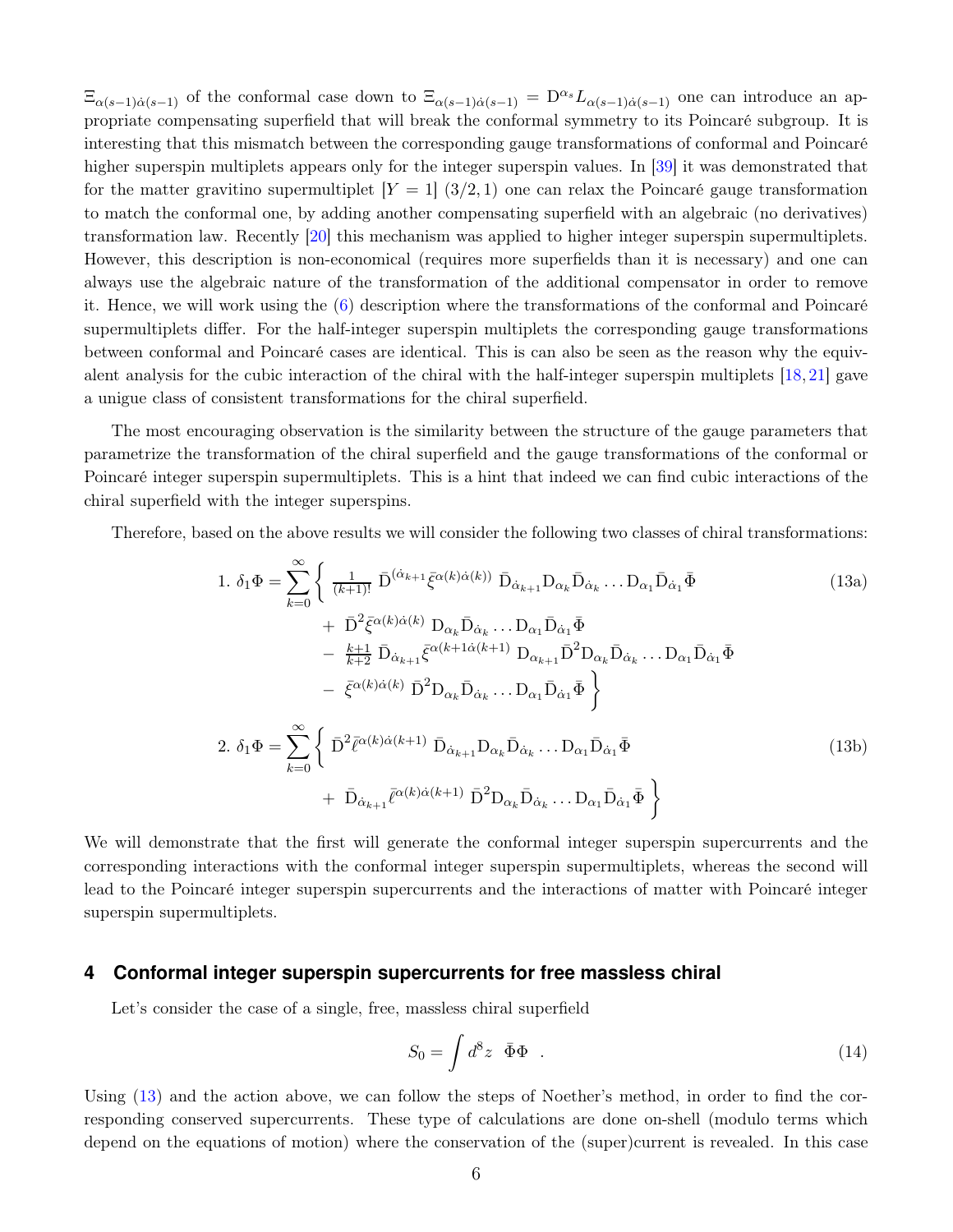$\Xi_{\alpha(s-1)\dot{\alpha}(s-1)}$ of the conformal case down to $\Xi_{\alpha(s-1)\dot{\alpha}(s-1)} = \mathrm{D}^{\alpha_s} L_{\alpha(s-1)\dot{\alpha}(s-1)}$ one can introduce an appropriate compensating superfield that will break the conformal symmetry to its Poincaré subgroup. It is interesting that this mismatch between the corresponding gauge transformations of conformal and Poincaré higher superspin multiplets appears only for the integer superspin values. In [39] it was demonstrated that for the matter gravitino supermultiplet $[Y = 1]$ $(3/2, 1)$ one can relax the Poincaré gauge transformation to match the conformal one, by adding another compensating superfield with an algebraic (no derivatives) transformation law. Recently [20] this mechanism was applied to higher integer superspin supermultiplets. However, this description is non-economical (requires more superfields than it is necessary) and one can always use the algebraic nature of the transformation of the additional compensator in order to remove it. Hence, we will work using the (6) description where the transformations of the conformal and Poincaré supermultiplets differ. For the half-integer superspin multiplets the corresponding gauge transformations between conformal and Poincaré cases are identical. This is can also be seen as the reason why the equivalent analysis for the cubic interaction of the chiral with the half-integer superspin multiplets [18, 21] gave a unigue class of consistent transformations for the chiral superfield.

The most encouraging observation is the similarity between the structure of the gauge parameters that parametrize the transformation of the chiral superfield and the gauge transformations of the conformal or Poincaré integer superspin supermultiplets. This is a hint that indeed we can find cubic interactions of the chiral superfield with the integer superspins.

Therefore, based on the above results we will consider the following two classes of chiral transformations:

$$
\begin{aligned}
1.\ \delta_1\Phi = \sum_{k=0}^{\infty}\Big\{ &\tfrac{1}{(k+1)!}\ \bar{\mathrm{D}}^{(\dot{\alpha}_{k+1}}\bar{\xi}^{\alpha(k)\dot{\alpha}(k))}\ \bar{\mathrm{D}}_{\dot{\alpha}_{k+1}}\mathrm{D}_{\alpha_k}\bar{\mathrm{D}}_{\dot{\alpha}_k}\dots\mathrm{D}_{\alpha_1}\bar{\mathrm{D}}_{\dot{\alpha}_1}\bar{\Phi} \\
&+\ \bar{\mathrm{D}}^2\bar{\xi}^{\alpha(k)\dot{\alpha}(k)}\ \mathrm{D}_{\alpha_k}\bar{\mathrm{D}}_{\dot{\alpha}_k}\dots\mathrm{D}_{\alpha_1}\bar{\mathrm{D}}_{\dot{\alpha}_1}\bar{\Phi} \\
&-\ \tfrac{k+1}{k+2}\ \bar{\mathrm{D}}_{\dot{\alpha}_{k+1}}\bar{\xi}^{\alpha(k+1\dot{\alpha}(k+1)}\ \mathrm{D}_{\alpha_{k+1}}\bar{\mathrm{D}}^2\mathrm{D}_{\alpha_k}\bar{\mathrm{D}}_{\dot{\alpha}_k}\dots\mathrm{D}_{\alpha_1}\bar{\mathrm{D}}_{\dot{\alpha}_1}\bar{\Phi} \\
&-\ \bar{\xi}^{\alpha(k)\dot{\alpha}(k)}\ \bar{\mathrm{D}}^2\mathrm{D}_{\alpha_k}\bar{\mathrm{D}}_{\dot{\alpha}_k}\dots\mathrm{D}_{\alpha_1}\bar{\mathrm{D}}_{\dot{\alpha}_1}\bar{\Phi}\ \Big\}
\end{aligned}
\tag{13a}
$$

$$
\begin{aligned}
2.\ \delta_1\Phi = \sum_{k=0}^{\infty}\Big\{ &\bar{\mathrm{D}}^2\bar{\ell}^{\alpha(k)\dot{\alpha}(k+1)}\ \bar{\mathrm{D}}_{\dot{\alpha}_{k+1}}\mathrm{D}_{\alpha_k}\bar{\mathrm{D}}_{\dot{\alpha}_k}\dots\mathrm{D}_{\alpha_1}\bar{\mathrm{D}}_{\dot{\alpha}_1}\bar{\Phi} \\
&+\ \bar{\mathrm{D}}_{\dot{\alpha}_{k+1}}\bar{\ell}^{\alpha(k)\dot{\alpha}(k+1)}\ \bar{\mathrm{D}}^2\mathrm{D}_{\alpha_k}\bar{\mathrm{D}}_{\dot{\alpha}_k}\dots\mathrm{D}_{\alpha_1}\bar{\mathrm{D}}_{\dot{\alpha}_1}\bar{\Phi}\ \Big\}
\end{aligned}
\tag{13b}
$$

We will demonstrate that the first will generate the conformal integer superspin supercurrents and the corresponding interactions with the conformal integer superspin supermultiplets, whereas the second will lead to the Poincaré integer superspin supercurrents and the interactions of matter with Poincaré integer superspin supermultiplets.

## 4 Conformal integer superspin supercurrents for free massless chiral

Let's consider the case of a single, free, massless chiral superfield

$$
S_0 = \int d^8z\ \ \bar{\Phi}\Phi\ \ . \tag{14}
$$

Using (13) and the action above, we can follow the steps of Noether's method, in order to find the corresponding conserved supercurrents. These type of calculations are done on-shell (modulo terms which depend on the equations of motion) where the conservation of the (super)current is revealed. In this case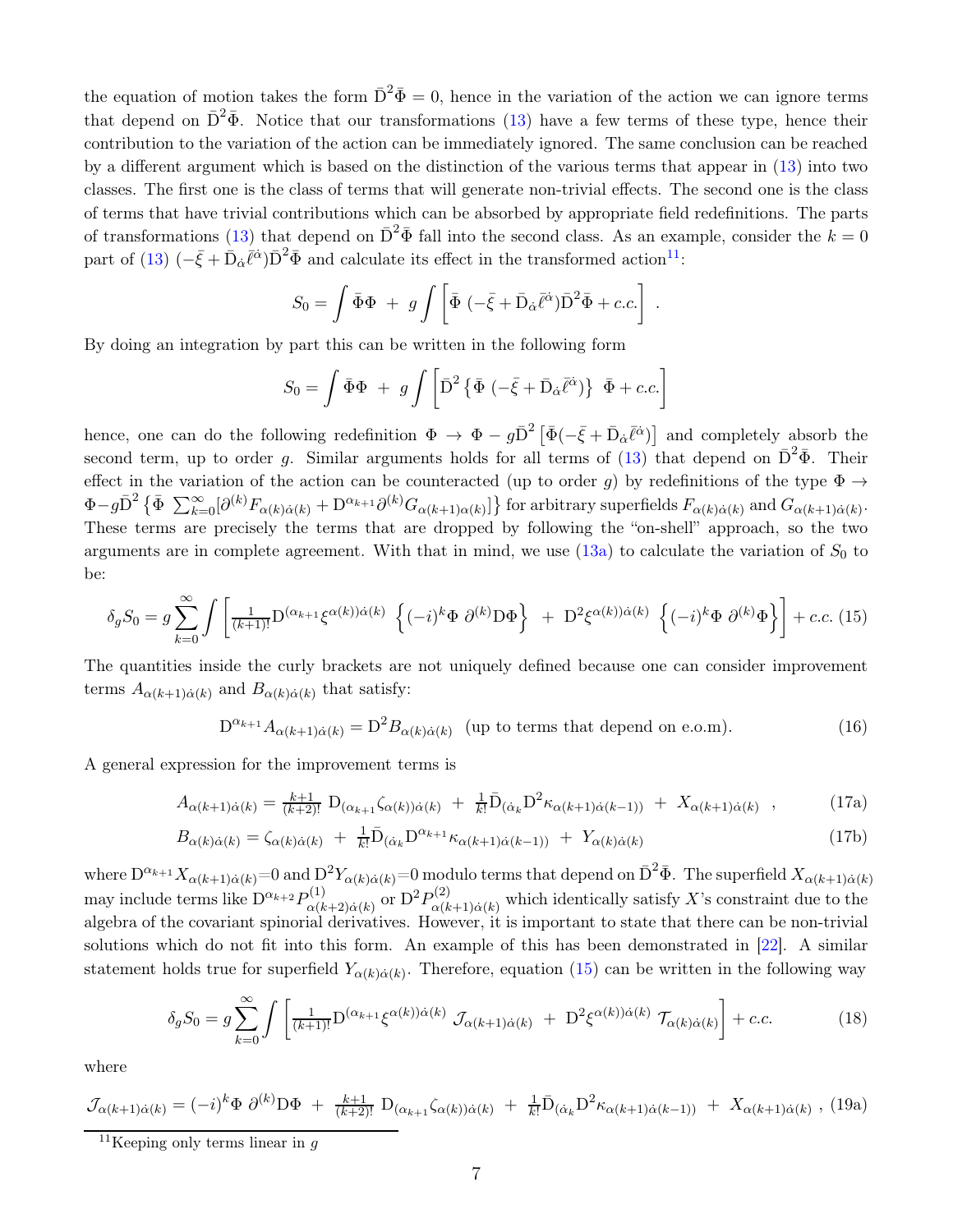the equation of motion takes the form $\bar{\mathrm{D}}^2\bar{\Phi}=0$, hence in the variation of the action we can ignore terms that depend on $\bar{\mathrm{D}}^2\bar{\Phi}$. Notice that our transformations (13) have a few terms of these type, hence their contribution to the variation of the action can be immediately ignored. The same conclusion can be reached by a different argument which is based on the distinction of the various terms that appear in (13) into two classes. The first one is the class of terms that will generate non-trivial effects. The second one is the class of terms that have trivial contributions which can be absorbed by appropriate field redefinitions. The parts of transformations (13) that depend on $\bar{\mathrm{D}}^2\bar{\Phi}$ fall into the second class. As an example, consider the $k=0$ part of (13) $(-\bar{\xi}+\bar{\mathrm{D}}_{\dot{\alpha}}\bar{\ell}^{\dot{\alpha}})\bar{\mathrm{D}}^2\bar{\Phi}$ and calculate its effect in the transformed action[11]:

$$S_0=\int\bar{\Phi}\Phi \;+\; g\int\left[\bar{\Phi}\;(-\bar{\xi}+\bar{\mathrm{D}}_{\dot{\alpha}}\bar{\ell}^{\dot{\alpha}})\bar{\mathrm{D}}^2\bar{\Phi}+c.c.\right]\;.$$

By doing an integration by part this can be written in the following form

$$S_0=\int\bar{\Phi}\Phi \;+\; g\int\left[\bar{\mathrm{D}}^2\left\{\bar{\Phi}\;(-\bar{\xi}+\bar{\mathrm{D}}_{\dot{\alpha}}\bar{\ell}^{\dot{\alpha}})\right\}\;\bar{\Phi}+c.c.\right]$$

hence, one can do the following redefinition $\Phi\rightarrow\Phi-g\bar{\mathrm{D}}^2\left[\bar{\Phi}(-\bar{\xi}+\bar{\mathrm{D}}_{\dot{\alpha}}\bar{\ell}^{\dot{\alpha}})\right]$ and completely absorb the second term, up to order $g$. Similar arguments holds for all terms of (13) that depend on $\bar{\mathrm{D}}^2\bar{\Phi}$. Their effect in the variation of the action can be counteracted (up to order $g$) by redefinitions of the type $\Phi\rightarrow\Phi-g\bar{\mathrm{D}}^2\left\{\bar{\Phi}\;\sum_{k=0}^{\infty}[\partial^{(k)}F_{\alpha(k)\dot{\alpha}(k)}+\mathrm{D}^{\alpha_{k+1}}\partial^{(k)}G_{\alpha(k+1)\alpha(k)}]\right\}$ for arbitrary superfields $F_{\alpha(k)\dot{\alpha}(k)}$ and $G_{\alpha(k+1)\dot{\alpha}(k)}$. These terms are precisely the terms that are dropped by following the "on-shell" approach, so the two arguments are in complete agreement. With that in mind, we use (13a) to calculate the variation of $S_0$ to be:

$$\delta_g S_0=g\sum_{k=0}^{\infty}\int\left[\tfrac{1}{(k+1)!}\mathrm{D}^{(\alpha_{k+1}}\xi^{\alpha(k))\dot{\alpha}(k)}\;\left\{(-i)^k\Phi\;\partial^{(k)}\mathrm{D}\Phi\right\}\;+\;\mathrm{D}^2\xi^{\alpha(k)\dot{\alpha}(k)}\;\left\{(-i)^k\Phi\;\partial^{(k)}\Phi\right\}\right]+c.c.\;(15)$$

The quantities inside the curly brackets are not uniquely defined because one can consider improvement terms $A_{\alpha(k+1)\dot{\alpha}(k)}$ and $B_{\alpha(k)\dot{\alpha}(k)}$ that satisfy:

$$\mathrm{D}^{\alpha_{k+1}}A_{\alpha(k+1)\dot{\alpha}(k)}=\mathrm{D}^2B_{\alpha(k)\dot{\alpha}(k)}\;\;\text{(up to terms that depend on e.o.m).}\qquad(16)$$

A general expression for the improvement terms is

$$A_{\alpha(k+1)\dot{\alpha}(k)}=\tfrac{k+1}{(k+2)!}\;\mathrm{D}_{(\alpha_{k+1}}\zeta_{\alpha(k))\dot{\alpha}(k)}\;+\;\tfrac{1}{k!}\bar{\mathrm{D}}_{(\dot{\alpha}_k}\mathrm{D}^2\kappa_{\alpha(k+1)\dot{\alpha}(k-1))}\;+\;X_{\alpha(k+1)\dot{\alpha}(k)}\quad,\qquad(17a)$$

$$B_{\alpha(k)\dot{\alpha}(k)}=\zeta_{\alpha(k)\dot{\alpha}(k)}\;+\;\tfrac{1}{k!}\bar{\mathrm{D}}_{(\dot{\alpha}_k}\mathrm{D}^{\alpha_{k+1}}\kappa_{\alpha(k+1)\dot{\alpha}(k-1))}\;+\;Y_{\alpha(k)\dot{\alpha}(k)}\qquad(17b)$$

where $\mathrm{D}^{\alpha_{k+1}}X_{\alpha(k+1)\dot{\alpha}(k)}{=}0$ and $\mathrm{D}^2Y_{\alpha(k)\dot{\alpha}(k)}{=}0$ modulo terms that depend on $\bar{\mathrm{D}}^2\bar{\Phi}$. The superfield $X_{\alpha(k+1)\dot{\alpha}(k)}$ may include terms like $\mathrm{D}^{\alpha_{k+2}}P^{(1)}_{\alpha(k+2)\dot{\alpha}(k)}$ or $\mathrm{D}^2P^{(2)}_{\alpha(k+1)\dot{\alpha}(k)}$ which identically satisfy $X$'s constraint due to the algebra of the covariant spinorial derivatives. However, it is important to state that there can be non-trivial solutions which do not fit into this form. An example of this has been demonstrated in [22]. A similar statement holds true for superfield $Y_{\alpha(k)\dot{\alpha}(k)}$. Therefore, equation (15) can be written in the following way

$$\delta_g S_0=g\sum_{k=0}^{\infty}\int\left[\tfrac{1}{(k+1)!}\mathrm{D}^{(\alpha_{k+1}}\xi^{\alpha(k))\dot{\alpha}(k)}\;\mathcal{J}_{\alpha(k+1)\dot{\alpha}(k)}\;+\;\mathrm{D}^2\xi^{\alpha(k)\dot{\alpha}(k)}\;\mathcal{T}_{\alpha(k)\dot{\alpha}(k)}\right]+c.c.\qquad(18)$$

where

$$\mathcal{J}_{\alpha(k+1)\dot{\alpha}(k)}=(-i)^k\Phi\;\partial^{(k)}\mathrm{D}\Phi\;+\;\tfrac{k+1}{(k+2)!}\;\mathrm{D}_{(\alpha_{k+1}}\zeta_{\alpha(k))\dot{\alpha}(k)}\;+\;\tfrac{1}{k!}\bar{\mathrm{D}}_{(\dot{\alpha}_k}\mathrm{D}^2\kappa_{\alpha(k+1)\dot{\alpha}(k-1))}\;+\;X_{\alpha(k+1)\dot{\alpha}(k)}\;,\;(19a)$$

[11] Keeping only terms linear in $g$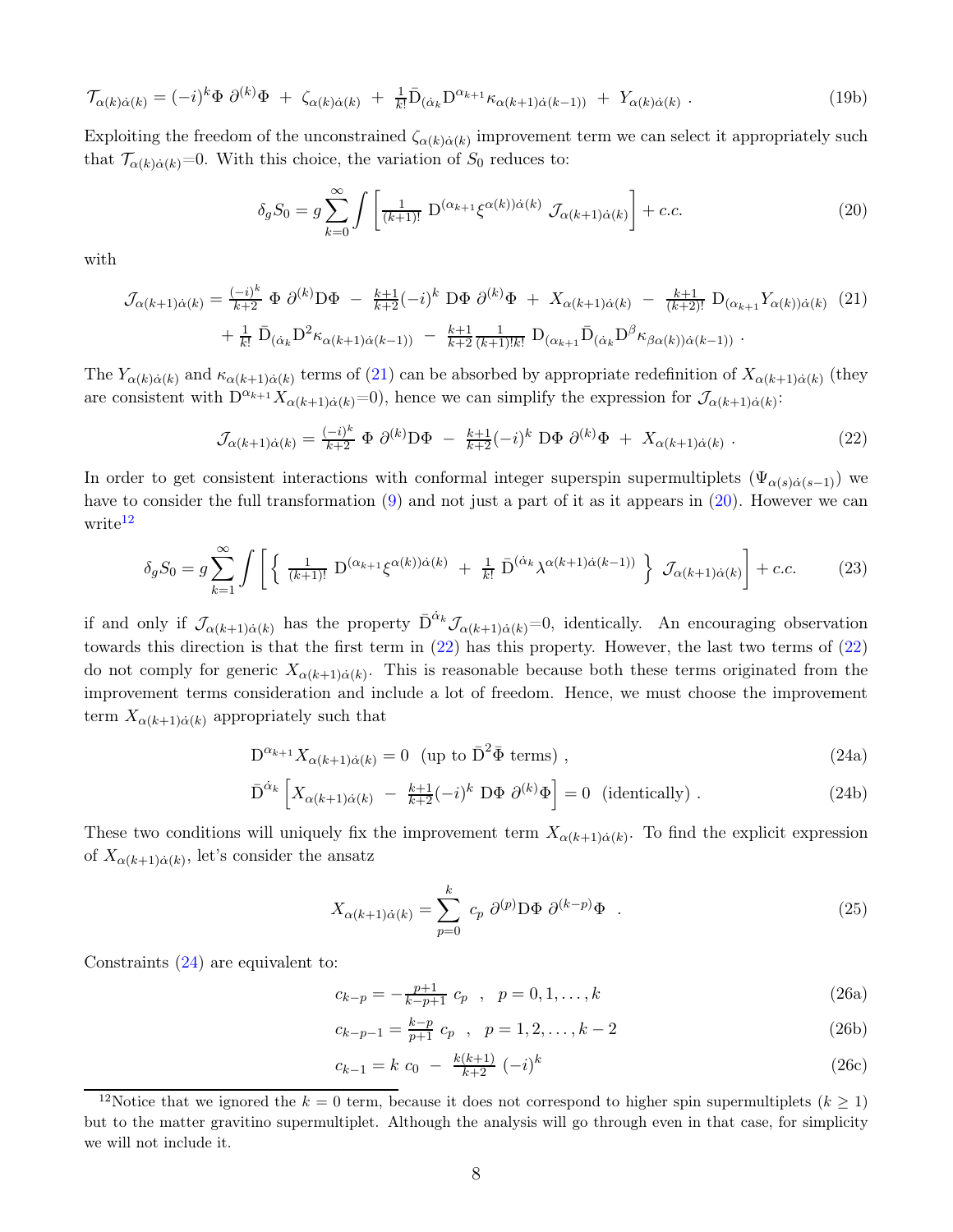$$\mathcal{T}_{\alpha(k)\dot{\alpha}(k)} = (-i)^k \Phi \; \partial^{(k)}\Phi \; + \; \zeta_{\alpha(k)\dot{\alpha}(k)} \; + \; \tfrac{1}{k!}\bar{\mathrm{D}}_{(\dot{\alpha}_k}\mathrm{D}^{\alpha_{k+1}}\kappa_{\alpha(k+1)\dot{\alpha}(k-1))} \; + \; Y_{\alpha(k)\dot{\alpha}(k)} \; . \tag{19b}$$

Exploiting the freedom of the unconstrained $\zeta_{\alpha(k)\dot{\alpha}(k)}$ improvement term we can select it appropriately such that $\mathcal{T}_{\alpha(k)\dot{\alpha}(k)}{=}0$. With this choice, the variation of $S_0$ reduces to:

$$\delta_g S_0 = g\sum_{k=0}^{\infty}\int \left[\tfrac{1}{(k+1)!}\;\mathrm{D}^{(\alpha_{k+1}}\xi^{\alpha(k))\dot{\alpha}(k)}\;\mathcal{J}_{\alpha(k+1)\dot{\alpha}(k)}\right] + c.c. \tag{20}$$

with

$$\begin{aligned}\mathcal{J}_{\alpha(k+1)\dot{\alpha}(k)} = &\tfrac{(-i)^k}{k+2}\;\Phi\;\partial^{(k)}\mathrm{D}\Phi \; - \; \tfrac{k+1}{k+2}(-i)^k\;\mathrm{D}\Phi\;\partial^{(k)}\Phi \; + \; X_{\alpha(k+1)\dot{\alpha}(k)} \; - \; \tfrac{k+1}{(k+2)!}\;\mathrm{D}_{(\alpha_{k+1}}Y_{\alpha(k))\dot{\alpha}(k)} \\ &+ \tfrac{1}{k!}\;\bar{\mathrm{D}}_{(\dot{\alpha}_k}\mathrm{D}^2\kappa_{\alpha(k+1)\dot{\alpha}(k-1))} \; - \; \tfrac{k+1}{k+2}\tfrac{1}{(k+1)!k!}\;\mathrm{D}_{(\alpha_{k+1}}\bar{\mathrm{D}}_{(\dot{\alpha}_k}\mathrm{D}^{\beta}\kappa_{\beta\alpha(k))\dot{\alpha}(k-1))} \; .\end{aligned} \tag{21}$$

The $Y_{\alpha(k)\dot{\alpha}(k)}$ and $\kappa_{\alpha(k+1)\dot{\alpha}(k)}$ terms of (21) can be absorbed by appropriate redefinition of $X_{\alpha(k+1)\dot{\alpha}(k)}$ (they are consistent with $\mathrm{D}^{\alpha_{k+1}}X_{\alpha(k+1)\dot{\alpha}(k)}{=}0$), hence we can simplify the expression for $\mathcal{J}_{\alpha(k+1)\dot{\alpha}(k)}$:

$$\mathcal{J}_{\alpha(k+1)\dot{\alpha}(k)} = \tfrac{(-i)^k}{k+2}\;\Phi\;\partial^{(k)}\mathrm{D}\Phi \; - \; \tfrac{k+1}{k+2}(-i)^k\;\mathrm{D}\Phi\;\partial^{(k)}\Phi \; + \; X_{\alpha(k+1)\dot{\alpha}(k)} \; . \tag{22}$$

In order to get consistent interactions with conformal integer superspin supermultiplets ($\Psi_{\alpha(s)\dot{\alpha}(s-1)}$) we have to consider the full transformation (9) and not just a part of it as it appears in (20). However we can write[12]

$$\delta_g S_0 = g\sum_{k=1}^{\infty}\int \left[\left\{\;\tfrac{1}{(k+1)!}\;\mathrm{D}^{(\alpha_{k+1}}\xi^{\alpha(k))\dot{\alpha}(k)} \; + \; \tfrac{1}{k!}\;\bar{\mathrm{D}}^{(\dot{\alpha}_k}\lambda^{\alpha(k+1)\dot{\alpha}(k-1))}\;\right\}\;\mathcal{J}_{\alpha(k+1)\dot{\alpha}(k)}\right] + c.c. \tag{23}$$

if and only if $\mathcal{J}_{\alpha(k+1)\dot{\alpha}(k)}$ has the property $\bar{\mathrm{D}}^{\dot{\alpha}_k}\mathcal{J}_{\alpha(k+1)\dot{\alpha}(k)}{=}0$, identically. An encouraging observation towards this direction is that the first term in (22) has this property. However, the last two terms of (22) do not comply for generic $X_{\alpha(k+1)\dot{\alpha}(k)}$. This is reasonable because both these terms originated from the improvement terms consideration and include a lot of freedom. Hence, we must choose the improvement term $X_{\alpha(k+1)\dot{\alpha}(k)}$ appropriately such that

$$\mathrm{D}^{\alpha_{k+1}}X_{\alpha(k+1)\dot{\alpha}(k)} = 0 \;\; \text{(up to } \bar{\mathrm{D}}^2\bar{\Phi} \text{ terms)}\;, \tag{24a}$$

$$\bar{\mathrm{D}}^{\dot{\alpha}_k}\left[X_{\alpha(k+1)\dot{\alpha}(k)} \; - \; \tfrac{k+1}{k+2}(-i)^k\;\mathrm{D}\Phi\;\partial^{(k)}\Phi\right] = 0 \;\; \text{(identically)}\;. \tag{24b}$$

These two conditions will uniquely fix the improvement term $X_{\alpha(k+1)\dot{\alpha}(k)}$. To find the explicit expression of $X_{\alpha(k+1)\dot{\alpha}(k)}$, let's consider the ansatz

$$X_{\alpha(k+1)\dot{\alpha}(k)} = \sum_{p=0}^{k}\;c_p\;\partial^{(p)}\mathrm{D}\Phi\;\partial^{(k-p)}\Phi \quad . \tag{25}$$

Constraints (24) are equivalent to:

$$c_{k-p} = -\tfrac{p+1}{k-p+1}\;c_p \quad , \quad p = 0,1,\ldots,k \tag{26a}$$

$$c_{k-p-1} = \tfrac{k-p}{p+1}\;c_p \quad , \quad p = 1,2,\ldots,k-2 \tag{26b}$$

$$c_{k-1} = k\;c_0 \; - \; \tfrac{k(k+1)}{k+2}\;(-i)^k \tag{26c}$$

---

[12] Notice that we ignored the $k=0$ term, because it does not correspond to higher spin supermultiplets ($k \geq 1$) but to the matter gravitino supermultiplet. Although the analysis will go through even in that case, for simplicity we will not include it.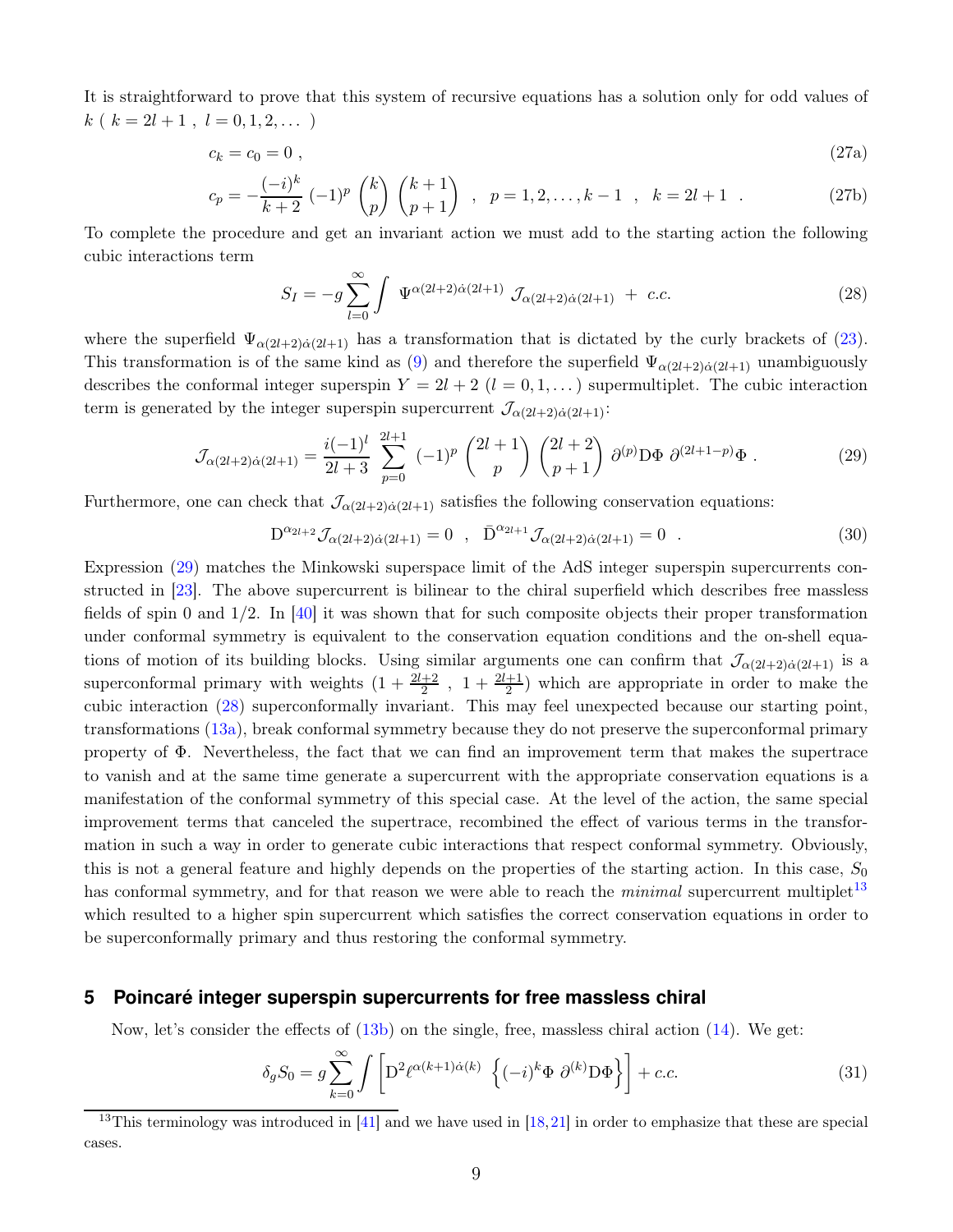It is straightforward to prove that this system of recursive equations has a solution only for odd values of $k$ ( $k = 2l+1$ , $l = 0, 1, 2, \dots$ )

$$c_k = c_0 = 0 \ , \tag{27a}$$

$$c_p = -\frac{(-i)^k}{k+2}\,(-1)^p \binom{k}{p}\binom{k+1}{p+1} \ \ , \ \ p = 1, 2, \dots, k-1 \ \ , \ \ k = 2l+1 \ \ . \tag{27b}$$

To complete the procedure and get an invariant action we must add to the starting action the following cubic interactions term

$$S_I = -g\sum_{l=0}^{\infty}\int \ \Psi^{\alpha(2l+2)\dot\alpha(2l+1)}\ \mathcal{J}_{\alpha(2l+2)\dot\alpha(2l+1)} \ + \ c.c. \tag{28}$$

where the superfield $\Psi_{\alpha(2l+2)\dot\alpha(2l+1)}$ has a transformation that is dictated by the curly brackets of (23). This transformation is of the same kind as (9) and therefore the superfield $\Psi_{\alpha(2l+2)\dot\alpha(2l+1)}$ unambiguously describes the conformal integer superspin $Y = 2l+2$ $(l = 0, 1, \dots)$ supermultiplet. The cubic interaction term is generated by the integer superspin supercurrent $\mathcal{J}_{\alpha(2l+2)\dot\alpha(2l+1)}$:

$$\mathcal{J}_{\alpha(2l+2)\dot\alpha(2l+1)} = \frac{i(-1)^l}{2l+3}\sum_{p=0}^{2l+1}(-1)^p\binom{2l+1}{p}\binom{2l+2}{p+1}\,\partial^{(p)}\mathrm{D}\Phi\ \partial^{(2l+1-p)}\Phi \ . \tag{29}$$

Furthermore, one can check that $\mathcal{J}_{\alpha(2l+2)\dot\alpha(2l+1)}$ satisfies the following conservation equations:

$$\mathrm{D}^{\alpha_{2l+2}}\mathcal{J}_{\alpha(2l+2)\dot\alpha(2l+1)} = 0 \ \ , \ \ \bar{\mathrm{D}}^{\dot\alpha_{2l+1}}\mathcal{J}_{\alpha(2l+2)\dot\alpha(2l+1)} = 0 \ \ . \tag{30}$$

Expression (29) matches the Minkowski superspace limit of the AdS integer superspin supercurrents constructed in [23]. The above supercurrent is bilinear to the chiral superfield which describes free massless fields of spin 0 and 1/2. In [40] it was shown that for such composite objects their proper transformation under conformal symmetry is equivalent to the conservation equation conditions and the on-shell equations of motion of its building blocks. Using similar arguments one can confirm that $\mathcal{J}_{\alpha(2l+2)\dot\alpha(2l+1)}$ is a superconformal primary with weights $(1+\frac{2l+2}{2}\ ,\ 1+\frac{2l+1}{2})$ which are appropriate in order to make the cubic interaction (28) superconformally invariant. This may feel unexpected because our starting point, transformations (13a), break conformal symmetry because they do not preserve the superconformal primary property of $\Phi$. Nevertheless, the fact that we can find an improvement term that makes the supertrace to vanish and at the same time generate a supercurrent with the appropriate conservation equations is a manifestation of the conformal symmetry of this special case. At the level of the action, the same special improvement terms that canceled the supertrace, recombined the effect of various terms in the transformation in such a way in order to generate cubic interactions that respect conformal symmetry. Obviously, this is not a general feature and highly depends on the properties of the starting action. In this case, $S_0$ has conformal symmetry, and for that reason we were able to reach the *minimal* supercurrent multiplet[13] which resulted to a higher spin supercurrent which satisfies the correct conservation equations in order to be superconformally primary and thus restoring the conformal symmetry.

## 5 Poincaré integer superspin supercurrents for free massless chiral

Now, let's consider the effects of (13b) on the single, free, massless chiral action (14). We get:

$$\delta_g S_0 = g\sum_{k=0}^{\infty}\int\left[\mathrm{D}^2\ell^{\alpha(k+1)\dot\alpha(k)}\ \left\{(-i)^k\Phi\ \partial^{(k)}\mathrm{D}\Phi\right\}\right] + c.c. \tag{31}$$

[13] This terminology was introduced in [41] and we have used in [18,21] in order to emphasize that these are special cases.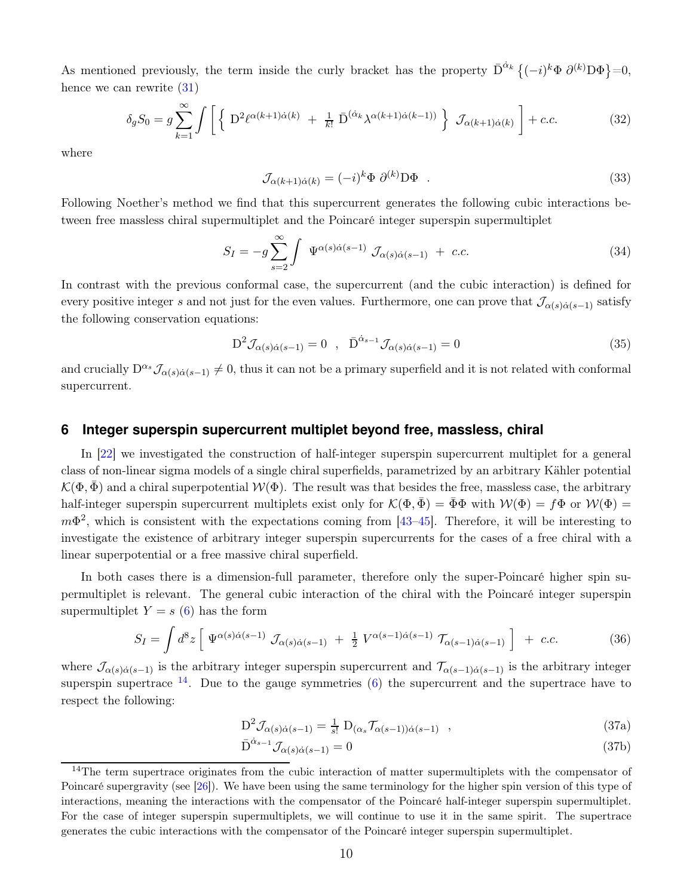As mentioned previously, the term inside the curly bracket has the property $\bar{\mathrm{D}}^{\dot{\alpha}_k}\left\{(-i)^k\Phi\;\partial^{(k)}\mathrm{D}\Phi\right\}=0$, hence we can rewrite (31)

$$\delta_g S_0 = g\sum_{k=1}^{\infty}\int\left[\left\{\;\mathrm{D}^2\ell^{\alpha(k+1)\dot{\alpha}(k)}\;+\;\tfrac{1}{k!}\;\bar{\mathrm{D}}^{(\dot{\alpha}_k}\lambda^{\alpha(k+1)\dot{\alpha}(k-1))}\;\right\}\;\mathcal{J}_{\alpha(k+1)\dot{\alpha}(k)}\;\right]+c.c. \tag{32}$$

where

$$\mathcal{J}_{\alpha(k+1)\dot{\alpha}(k)} = (-i)^k\Phi\;\partial^{(k)}\mathrm{D}\Phi\quad . \tag{33}$$

Following Noether's method we find that this supercurrent generates the following cubic interactions between free massless chiral supermultiplet and the Poincaré integer superspin supermultiplet

$$S_I = -g\sum_{s=2}^{\infty}\int\;\Psi^{\alpha(s)\dot{\alpha}(s-1)}\;\mathcal{J}_{\alpha(s)\dot{\alpha}(s-1)}\;+\;c.c. \tag{34}$$

In contrast with the previous conformal case, the supercurrent (and the cubic interaction) is defined for every positive integer $s$ and not just for the even values. Furthermore, one can prove that $\mathcal{J}_{\alpha(s)\dot{\alpha}(s-1)}$ satisfy the following conservation equations:

$$\mathrm{D}^2\mathcal{J}_{\alpha(s)\dot{\alpha}(s-1)} = 0\quad,\quad\bar{\mathrm{D}}^{\dot{\alpha}_{s-1}}\mathcal{J}_{\alpha(s)\dot{\alpha}(s-1)} = 0 \tag{35}$$

and crucially $\mathrm{D}^{\alpha_s}\mathcal{J}_{\alpha(s)\dot{\alpha}(s-1)}\neq 0$, thus it can not be a primary superfield and it is not related with conformal supercurrent.

## 6 Integer superspin supercurrent multiplet beyond free, massless, chiral

In [22] we investigated the construction of half-integer superspin supercurrent multiplet for a general class of non-linear sigma models of a single chiral superfields, parametrized by an arbitrary Kähler potential $\mathcal{K}(\Phi,\bar{\Phi})$ and a chiral superpotential $\mathcal{W}(\Phi)$. The result was that besides the free, massless case, the arbitrary half-integer superspin supercurrent multiplets exist only for $\mathcal{K}(\Phi,\bar{\Phi})=\bar{\Phi}\Phi$ with $\mathcal{W}(\Phi)=f\Phi$ or $\mathcal{W}(\Phi)=m\Phi^2$, which is consistent with the expectations coming from [43–45]. Therefore, it will be interesting to investigate the existence of arbitrary integer superspin supercurrents for the cases of a free chiral with a linear superpotential or a free massive chiral superfield.

In both cases there is a dimension-full parameter, therefore only the super-Poincaré higher spin supermultiplet is relevant. The general cubic interaction of the chiral with the Poincaré integer superspin supermultiplet $Y=s$ (6) has the form

$$S_I = \int d^8z\left[\;\Psi^{\alpha(s)\dot{\alpha}(s-1)}\;\mathcal{J}_{\alpha(s)\dot{\alpha}(s-1)}\;+\;\tfrac{1}{2}\;V^{\alpha(s-1)\dot{\alpha}(s-1)}\;\mathcal{T}_{\alpha(s-1)\dot{\alpha}(s-1)}\;\right]\;+\;c.c. \tag{36}$$

where $\mathcal{J}_{\alpha(s)\dot{\alpha}(s-1)}$ is the arbitrary integer superspin supercurrent and $\mathcal{T}_{\alpha(s-1)\dot{\alpha}(s-1)}$ is the arbitrary integer superspin supertrace [14]. Due to the gauge symmetries (6) the supercurrent and the supertrace have to respect the following:

$$\mathrm{D}^2\mathcal{J}_{\alpha(s)\dot{\alpha}(s-1)} = \tfrac{1}{s!}\;\mathrm{D}_{(\alpha_s}\mathcal{T}_{\alpha(s-1))\dot{\alpha}(s-1)}\quad, \tag{37a}$$

$$\bar{\mathrm{D}}^{\dot{\alpha}_{s-1}}\mathcal{J}_{\alpha(s)\dot{\alpha}(s-1)} = 0 \tag{37b}$$

[14] The term supertrace originates from the cubic interaction of matter supermultiplets with the compensator of Poincaré supergravity (see [26]). We have been using the same terminology for the higher spin version of this type of interactions, meaning the interactions with the compensator of the Poincaré half-integer superspin supermultiplet. For the case of integer superspin supermultiplets, we will continue to use it in the same spirit. The supertrace generates the cubic interactions with the compensator of the Poincaré integer superspin supermultiplet.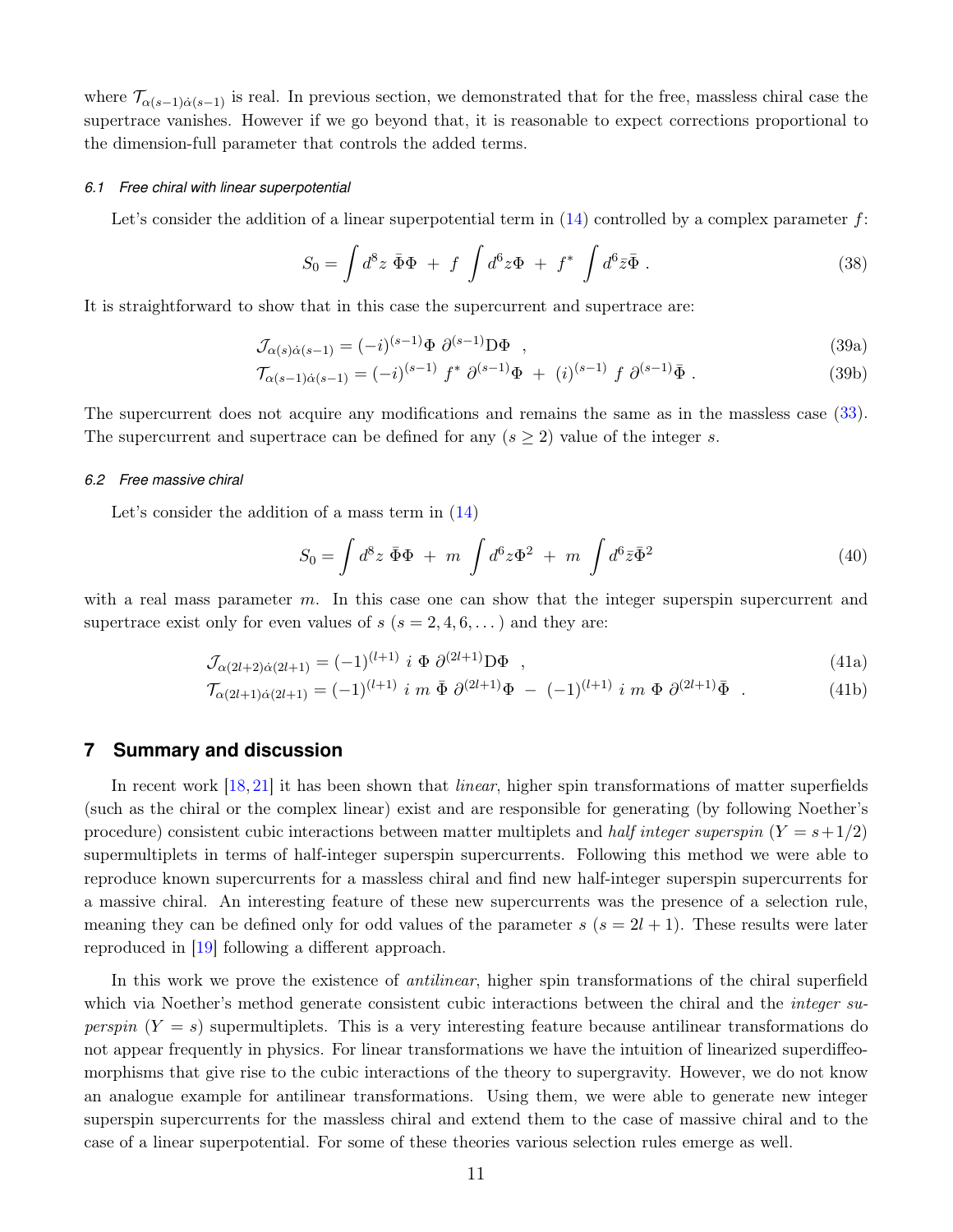where $\mathcal{T}_{\alpha(s-1)\dot{\alpha}(s-1)}$ is real. In previous section, we demonstrated that for the free, massless chiral case the supertrace vanishes. However if we go beyond that, it is reasonable to expect corrections proportional to the dimension-full parameter that controls the added terms.

### 6.1 Free chiral with linear superpotential

Let's consider the addition of a linear superpotential term in (14) controlled by a complex parameter $f$:

$$S_0 = \int d^8z\ \bar{\Phi}\Phi\ +\ f\ \int d^6z\Phi\ +\ f^*\ \int d^6\bar{z}\bar{\Phi}\ . \tag{38}$$

It is straightforward to show that in this case the supercurrent and supertrace are:

$$\mathcal{J}_{\alpha(s)\dot{\alpha}(s-1)} = (-i)^{(s-1)}\Phi\ \partial^{(s-1)}\mathrm{D}\Phi\ \ , \tag{39a}$$

$$\mathcal{T}_{\alpha(s-1)\dot{\alpha}(s-1)} = (-i)^{(s-1)}\ f^*\ \partial^{(s-1)}\Phi\ +\ (i)^{(s-1)}\ f\ \partial^{(s-1)}\bar{\Phi}\ . \tag{39b}$$

The supercurrent does not acquire any modifications and remains the same as in the massless case (33). The supercurrent and supertrace can be defined for any ($s \geq 2$) value of the integer $s$.

### 6.2 Free massive chiral

Let's consider the addition of a mass term in (14)

$$S_0 = \int d^8z\ \bar{\Phi}\Phi\ +\ m\ \int d^6z\Phi^2\ +\ m\ \int d^6\bar{z}\bar{\Phi}^2 \tag{40}$$

with a real mass parameter $m$. In this case one can show that the integer superspin supercurrent and supertrace exist only for even values of $s$ ($s = 2, 4, 6, \dots$) and they are:

$$\mathcal{J}_{\alpha(2l+2)\dot{\alpha}(2l+1)} = (-1)^{(l+1)}\ i\ \Phi\ \partial^{(2l+1)}\mathrm{D}\Phi\ \ , \tag{41a}$$

$$\mathcal{T}_{\alpha(2l+1)\dot{\alpha}(2l+1)} = (-1)^{(l+1)}\ i\ m\ \bar{\Phi}\ \partial^{(2l+1)}\Phi\ -\ (-1)^{(l+1)}\ i\ m\ \Phi\ \partial^{(2l+1)}\bar{\Phi}\ \ . \tag{41b}$$

## 7 Summary and discussion

In recent work [18,21] it has been shown that *linear*, higher spin transformations of matter superfields (such as the chiral or the complex linear) exist and are responsible for generating (by following Noether's procedure) consistent cubic interactions between matter multiplets and *half integer superspin* ($Y = s+1/2$) supermultiplets in terms of half-integer superspin supercurrents. Following this method we were able to reproduce known supercurrents for a massless chiral and find new half-integer superspin supercurrents for a massive chiral. An interesting feature of these new supercurrents was the presence of a selection rule, meaning they can be defined only for odd values of the parameter $s$ ($s = 2l + 1$). These results were later reproduced in [19] following a different approach.

In this work we prove the existence of *antilinear*, higher spin transformations of the chiral superfield which via Noether's method generate consistent cubic interactions between the chiral and the *integer superspin* ($Y = s$) supermultiplets. This is a very interesting feature because antilinear transformations do not appear frequently in physics. For linear transformations we have the intuition of linearized superdiffeomorphisms that give rise to the cubic interactions of the theory to supergravity. However, we do not know an analogue example for antilinear transformations. Using them, we were able to generate new integer superspin supercurrents for the massless chiral and extend them to the case of massive chiral and to the case of a linear superpotential. For some of these theories various selection rules emerge as well.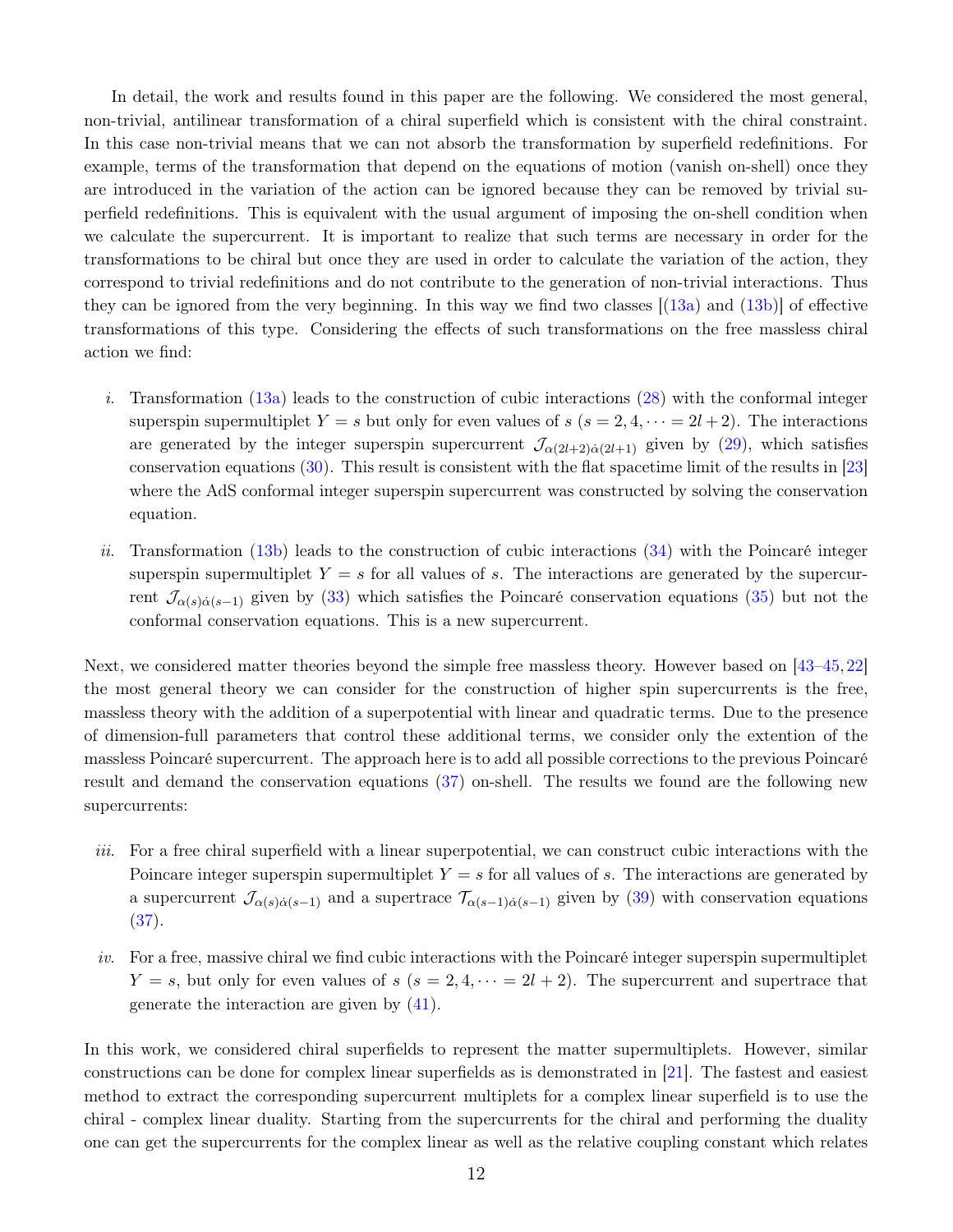In detail, the work and results found in this paper are the following. We considered the most general, non-trivial, antilinear transformation of a chiral superfield which is consistent with the chiral constraint. In this case non-trivial means that we can not absorb the transformation by superfield redefinitions. For example, terms of the transformation that depend on the equations of motion (vanish on-shell) once they are introduced in the variation of the action can be ignored because they can be removed by trivial superfield redefinitions. This is equivalent with the usual argument of imposing the on-shell condition when we calculate the supercurrent. It is important to realize that such terms are necessary in order for the transformations to be chiral but once they are used in order to calculate the variation of the action, they correspond to trivial redefinitions and do not contribute to the generation of non-trivial interactions. Thus they can be ignored from the very beginning. In this way we find two classes [(13a) and (13b)] of effective transformations of this type. Considering the effects of such transformations on the free massless chiral action we find:

*i.* Transformation (13a) leads to the construction of cubic interactions (28) with the conformal integer superspin supermultiplet $Y = s$ but only for even values of $s$ ($s = 2, 4, \cdots = 2l + 2$). The interactions are generated by the integer superspin supercurrent $\mathcal{J}_{\alpha(2l+2)\dot{\alpha}(2l+1)}$ given by (29), which satisfies conservation equations (30). This result is consistent with the flat spacetime limit of the results in [23] where the AdS conformal integer superspin supercurrent was constructed by solving the conservation equation.

*ii.* Transformation (13b) leads to the construction of cubic interactions (34) with the Poincaré integer superspin supermultiplet $Y = s$ for all values of $s$. The interactions are generated by the supercurrent $\mathcal{J}_{\alpha(s)\dot{\alpha}(s-1)}$ given by (33) which satisfies the Poincaré conservation equations (35) but not the conformal conservation equations. This is a new supercurrent.

Next, we considered matter theories beyond the simple free massless theory. However based on [43–45, 22] the most general theory we can consider for the construction of higher spin supercurrents is the free, massless theory with the addition of a superpotential with linear and quadratic terms. Due to the presence of dimension-full parameters that control these additional terms, we consider only the extention of the massless Poincaré supercurrent. The approach here is to add all possible corrections to the previous Poincaré result and demand the conservation equations (37) on-shell. The results we found are the following new supercurrents:

*iii.* For a free chiral superfield with a linear superpotential, we can construct cubic interactions with the Poincare integer superspin supermultiplet $Y = s$ for all values of $s$. The interactions are generated by a supercurrent $\mathcal{J}_{\alpha(s)\dot{\alpha}(s-1)}$ and a supertrace $\mathcal{T}_{\alpha(s-1)\dot{\alpha}(s-1)}$ given by (39) with conservation equations (37).

*iv.* For a free, massive chiral we find cubic interactions with the Poincaré integer superspin supermultiplet $Y = s$, but only for even values of $s$ ($s = 2, 4, \cdots = 2l + 2$). The supercurrent and supertrace that generate the interaction are given by (41).

In this work, we considered chiral superfields to represent the matter supermultiplets. However, similar constructions can be done for complex linear superfields as is demonstrated in [21]. The fastest and easiest method to extract the corresponding supercurrent multiplets for a complex linear superfield is to use the chiral - complex linear duality. Starting from the supercurrents for the chiral and performing the duality one can get the supercurrents for the complex linear as well as the relative coupling constant which relates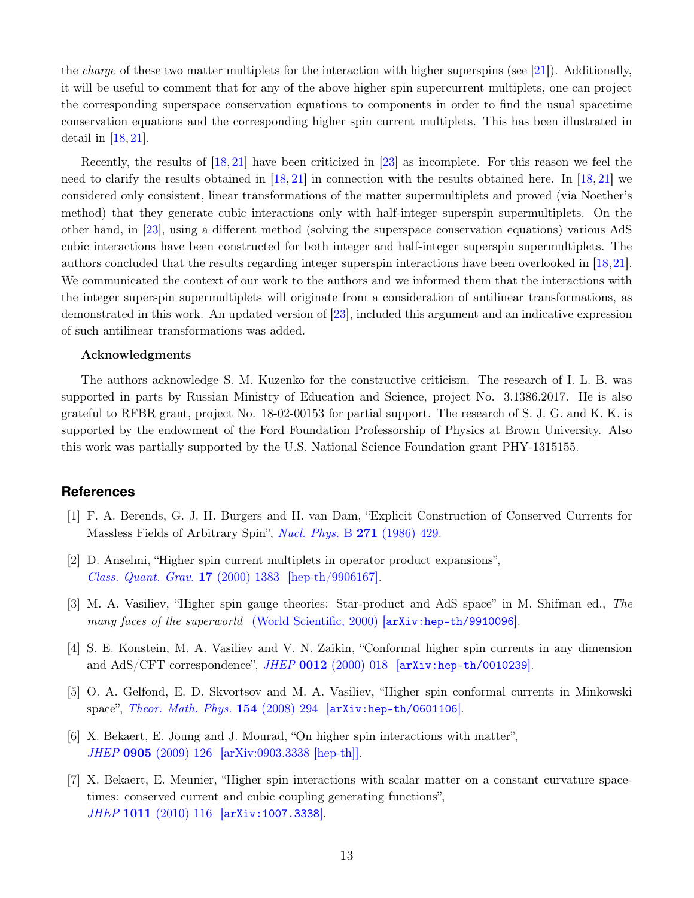the *charge* of these two matter multiplets for the interaction with higher superspins (see [21]). Additionally, it will be useful to comment that for any of the above higher spin supercurrent multiplets, one can project the corresponding superspace conservation equations to components in order to find the usual spacetime conservation equations and the corresponding higher spin current multiplets. This has been illustrated in detail in [18, 21].

Recently, the results of [18, 21] have been criticized in [23] as incomplete. For this reason we feel the need to clarify the results obtained in [18, 21] in connection with the results obtained here. In [18, 21] we considered only consistent, linear transformations of the matter supermultiplets and proved (via Noether's method) that they generate cubic interactions only with half-integer superspin supermultiplets. On the other hand, in [23], using a different method (solving the superspace conservation equations) various AdS cubic interactions have been constructed for both integer and half-integer superspin supermultiplets. The authors concluded that the results regarding integer superspin interactions have been overlooked in [18, 21]. We communicated the context of our work to the authors and we informed them that the interactions with the integer superspin supermultiplets will originate from a consideration of antilinear transformations, as demonstrated in this work. An updated version of [23], included this argument and an indicative expression of such antilinear transformations was added.

### Acknowledgments

The authors acknowledge S. M. Kuzenko for the constructive criticism. The research of I. L. B. was supported in parts by Russian Ministry of Education and Science, project No. 3.1386.2017. He is also grateful to RFBR grant, project No. 18-02-00153 for partial support. The research of S. J. G. and K. K. is supported by the endowment of the Ford Foundation Professorship of Physics at Brown University. Also this work was partially supported by the U.S. National Science Foundation grant PHY-1315155.

## References

[1] F. A. Berends, G. J. H. Burgers and H. van Dam, "Explicit Construction of Conserved Currents for Massless Fields of Arbitrary Spin", *Nucl. Phys.* B **271** (1986) 429.

[2] D. Anselmi, "Higher spin current multiplets in operator product expansions", *Class. Quant. Grav.* **17** (2000) 1383 [hep-th/9906167].

[3] M. A. Vasiliev, "Higher spin gauge theories: Star-product and AdS space" in M. Shifman ed., *The many faces of the superworld* (World Scientific, 2000) [arXiv:hep-th/9910096].

[4] S. E. Konstein, M. A. Vasiliev and V. N. Zaikin, "Conformal higher spin currents in any dimension and AdS/CFT correspondence", *JHEP* **0012** (2000) 018 [arXiv:hep-th/0010239].

[5] O. A. Gelfond, E. D. Skvortsov and M. A. Vasiliev, "Higher spin conformal currents in Minkowski space", *Theor. Math. Phys.* **154** (2008) 294 [arXiv:hep-th/0601106].

[6] X. Bekaert, E. Joung and J. Mourad, "On higher spin interactions with matter", *JHEP* **0905** (2009) 126 [arXiv:0903.3338 [hep-th]].

[7] X. Bekaert, E. Meunier, "Higher spin interactions with scalar matter on a constant curvature spacetimes: conserved current and cubic coupling generating functions", *JHEP* **1011** (2010) 116 [arXiv:1007.3338].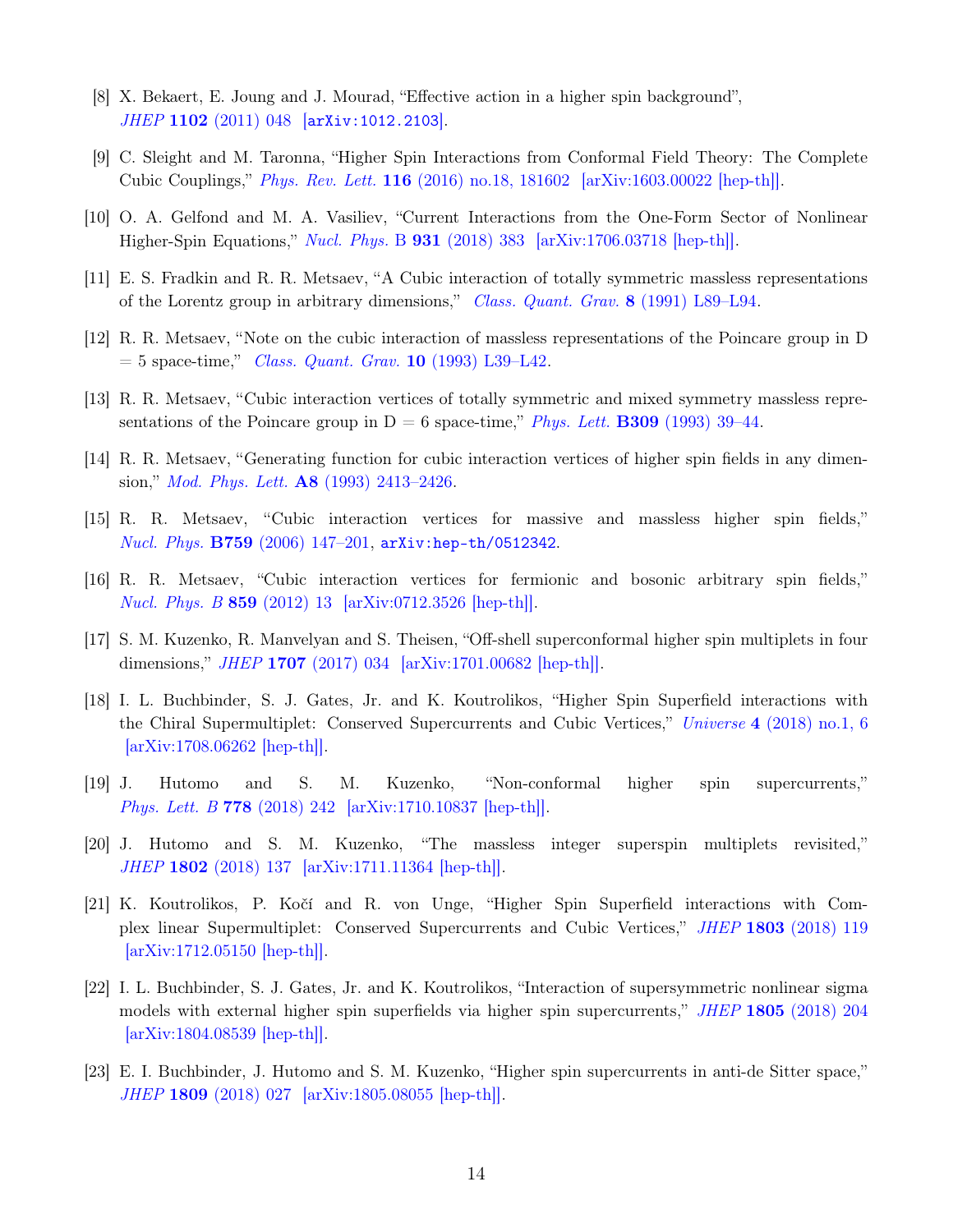[8] X. Bekaert, E. Joung and J. Mourad, "Effective action in a higher spin background", *JHEP* **1102** (2011) 048 [arXiv:1012.2103].

[9] C. Sleight and M. Taronna, "Higher Spin Interactions from Conformal Field Theory: The Complete Cubic Couplings," *Phys. Rev. Lett.* **116** (2016) no.18, 181602 [arXiv:1603.00022 [hep-th]].

[10] O. A. Gelfond and M. A. Vasiliev, "Current Interactions from the One-Form Sector of Nonlinear Higher-Spin Equations," *Nucl. Phys.* B **931** (2018) 383 [arXiv:1706.03718 [hep-th]].

[11] E. S. Fradkin and R. R. Metsaev, "A Cubic interaction of totally symmetric massless representations of the Lorentz group in arbitrary dimensions," *Class. Quant. Grav.* **8** (1991) L89–L94.

[12] R. R. Metsaev, "Note on the cubic interaction of massless representations of the Poincare group in D = 5 space-time," *Class. Quant. Grav.* **10** (1993) L39–L42.

[13] R. R. Metsaev, "Cubic interaction vertices of totally symmetric and mixed symmetry massless representations of the Poincare group in D = 6 space-time," *Phys. Lett.* **B309** (1993) 39–44.

[14] R. R. Metsaev, "Generating function for cubic interaction vertices of higher spin fields in any dimension," *Mod. Phys. Lett.* **A8** (1993) 2413–2426.

[15] R. R. Metsaev, "Cubic interaction vertices for massive and massless higher spin fields," *Nucl. Phys.* **B759** (2006) 147–201, arXiv:hep-th/0512342.

[16] R. R. Metsaev, "Cubic interaction vertices for fermionic and bosonic arbitrary spin fields," *Nucl. Phys. B* **859** (2012) 13 [arXiv:0712.3526 [hep-th]].

[17] S. M. Kuzenko, R. Manvelyan and S. Theisen, "Off-shell superconformal higher spin multiplets in four dimensions," *JHEP* **1707** (2017) 034 [arXiv:1701.00682 [hep-th]].

[18] I. L. Buchbinder, S. J. Gates, Jr. and K. Koutrolikos, "Higher Spin Superfield interactions with the Chiral Supermultiplet: Conserved Supercurrents and Cubic Vertices," *Universe* **4** (2018) no.1, 6 [arXiv:1708.06262 [hep-th]].

[19] J. Hutomo and S. M. Kuzenko, "Non-conformal higher spin supercurrents," *Phys. Lett. B* **778** (2018) 242 [arXiv:1710.10837 [hep-th]].

[20] J. Hutomo and S. M. Kuzenko, "The massless integer superspin multiplets revisited," *JHEP* **1802** (2018) 137 [arXiv:1711.11364 [hep-th]].

[21] K. Koutrolikos, P. Kočí and R. von Unge, "Higher Spin Superfield interactions with Complex linear Supermultiplet: Conserved Supercurrents and Cubic Vertices," *JHEP* **1803** (2018) 119 [arXiv:1712.05150 [hep-th]].

[22] I. L. Buchbinder, S. J. Gates, Jr. and K. Koutrolikos, "Interaction of supersymmetric nonlinear sigma models with external higher spin superfields via higher spin supercurrents," *JHEP* **1805** (2018) 204 [arXiv:1804.08539 [hep-th]].

[23] E. I. Buchbinder, J. Hutomo and S. M. Kuzenko, "Higher spin supercurrents in anti-de Sitter space," *JHEP* **1809** (2018) 027 [arXiv:1805.08055 [hep-th]].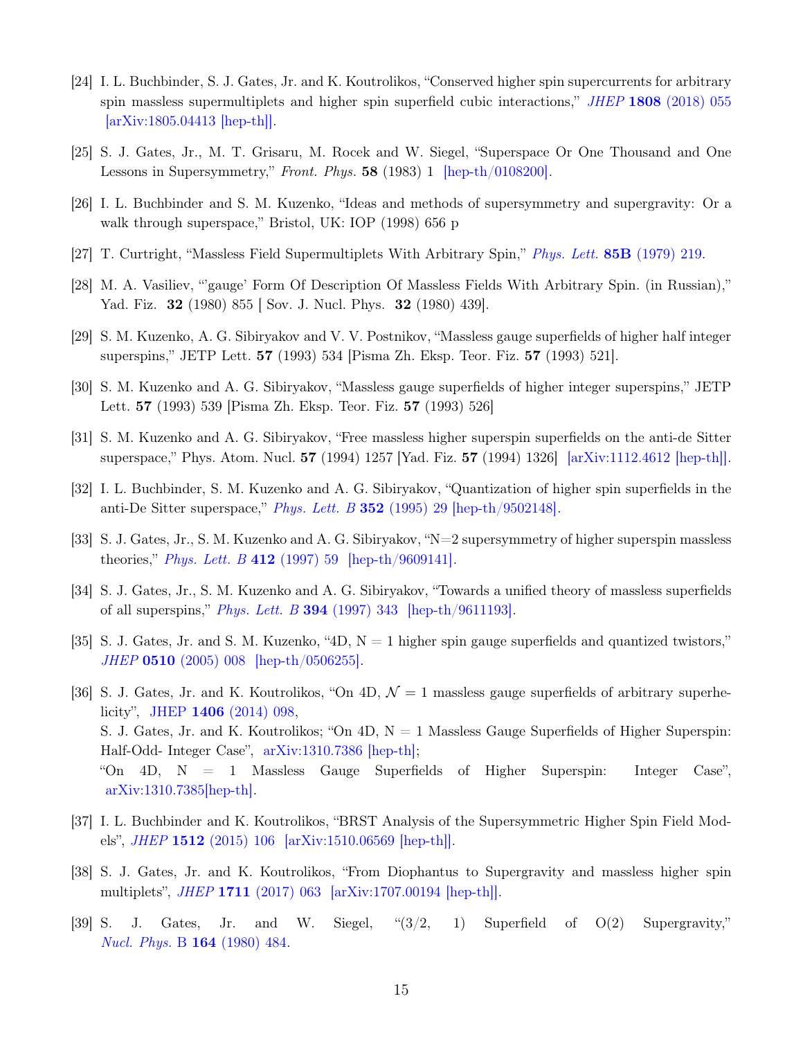[24] I. L. Buchbinder, S. J. Gates, Jr. and K. Koutrolikos, "Conserved higher spin supercurrents for arbitrary spin massless supermultiplets and higher spin superfield cubic interactions," *JHEP* **1808** (2018) 055 [arXiv:1805.04413 [hep-th]].

[25] S. J. Gates, Jr., M. T. Grisaru, M. Rocek and W. Siegel, "Superspace Or One Thousand and One Lessons in Supersymmetry," *Front. Phys.* **58** (1983) 1 [hep-th/0108200].

[26] I. L. Buchbinder and S. M. Kuzenko, "Ideas and methods of supersymmetry and supergravity: Or a walk through superspace," Bristol, UK: IOP (1998) 656 p

[27] T. Curtright, "Massless Field Supermultiplets With Arbitrary Spin," *Phys. Lett.* **85B** (1979) 219.

[28] M. A. Vasiliev, "'gauge' Form Of Description Of Massless Fields With Arbitrary Spin. (in Russian)," Yad. Fiz. **32** (1980) 855 [ Sov. J. Nucl. Phys. **32** (1980) 439].

[29] S. M. Kuzenko, A. G. Sibiryakov and V. V. Postnikov, "Massless gauge superfields of higher half integer superspins," JETP Lett. **57** (1993) 534 [Pisma Zh. Eksp. Teor. Fiz. **57** (1993) 521].

[30] S. M. Kuzenko and A. G. Sibiryakov, "Massless gauge superfields of higher integer superspins," JETP Lett. **57** (1993) 539 [Pisma Zh. Eksp. Teor. Fiz. **57** (1993) 526]

[31] S. M. Kuzenko and A. G. Sibiryakov, "Free massless higher superspin superfields on the anti-de Sitter superspace," Phys. Atom. Nucl. **57** (1994) 1257 [Yad. Fiz. **57** (1994) 1326] [arXiv:1112.4612 [hep-th]].

[32] I. L. Buchbinder, S. M. Kuzenko and A. G. Sibiryakov, "Quantization of higher spin superfields in the anti-De Sitter superspace," *Phys. Lett. B* **352** (1995) 29 [hep-th/9502148].

[33] S. J. Gates, Jr., S. M. Kuzenko and A. G. Sibiryakov, "N=2 supersymmetry of higher superspin massless theories," *Phys. Lett. B* **412** (1997) 59 [hep-th/9609141].

[34] S. J. Gates, Jr., S. M. Kuzenko and A. G. Sibiryakov, "Towards a unified theory of massless superfields of all superspins," *Phys. Lett. B* **394** (1997) 343 [hep-th/9611193].

[35] S. J. Gates, Jr. and S. M. Kuzenko, "4D, N = 1 higher spin gauge superfields and quantized twistors," *JHEP* **0510** (2005) 008 [hep-th/0506255].

[36] S. J. Gates, Jr. and K. Koutrolikos, "On 4D, $\mathcal{N} = 1$ massless gauge superfields of arbitrary superhelicity", JHEP **1406** (2014) 098,
S. J. Gates, Jr. and K. Koutrolikos; "On 4D, N = 1 Massless Gauge Superfields of Higher Superspin: Half-Odd- Integer Case", arXiv:1310.7386 [hep-th];
"On 4D, N = 1 Massless Gauge Superfields of Higher Superspin: Integer Case", arXiv:1310.7385[hep-th].

[37] I. L. Buchbinder and K. Koutrolikos, "BRST Analysis of the Supersymmetric Higher Spin Field Models", *JHEP* **1512** (2015) 106 [arXiv:1510.06569 [hep-th]].

[38] S. J. Gates, Jr. and K. Koutrolikos, "From Diophantus to Supergravity and massless higher spin multiplets", *JHEP* **1711** (2017) 063 [arXiv:1707.00194 [hep-th]].

[39] S. J. Gates, Jr. and W. Siegel, "(3/2, 1) Superfield of O(2) Supergravity," *Nucl. Phys.* B **164** (1980) 484.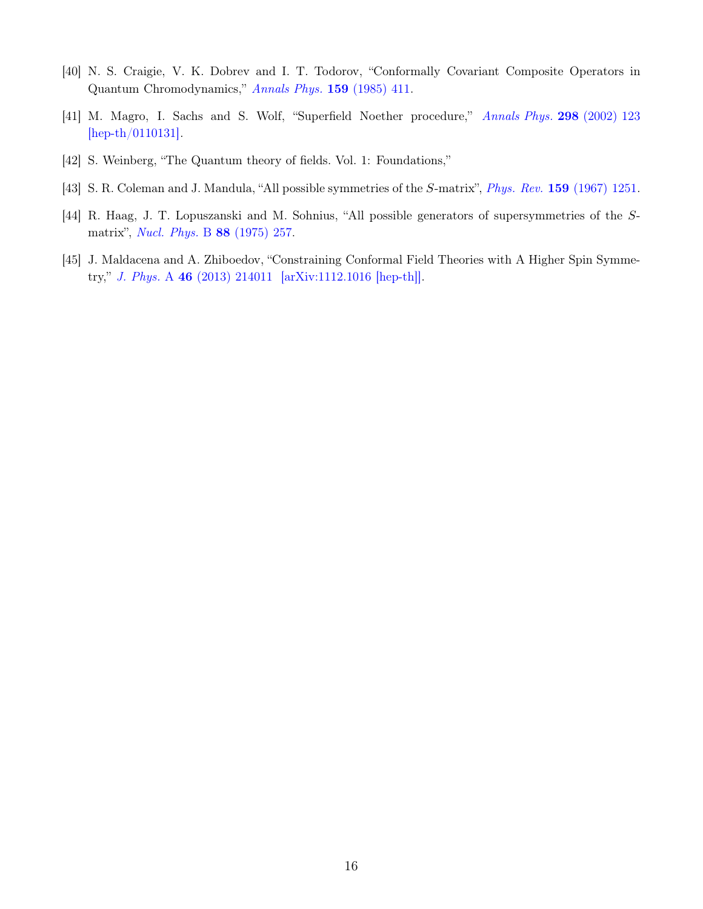[40] N. S. Craigie, V. K. Dobrev and I. T. Todorov, "Conformally Covariant Composite Operators in Quantum Chromodynamics," *Annals Phys.* **159** (1985) 411.

[41] M. Magro, I. Sachs and S. Wolf, "Superfield Noether procedure," *Annals Phys.* **298** (2002) 123 [hep-th/0110131].

[42] S. Weinberg, "The Quantum theory of fields. Vol. 1: Foundations,"

[43] S. R. Coleman and J. Mandula, "All possible symmetries of the $S$-matrix", *Phys. Rev.* **159** (1967) 1251.

[44] R. Haag, J. T. Lopuszanski and M. Sohnius, "All possible generators of supersymmetries of the $S$-matrix", *Nucl. Phys.* B **88** (1975) 257.

[45] J. Maldacena and A. Zhiboedov, "Constraining Conformal Field Theories with A Higher Spin Symmetry," *J. Phys.* A **46** (2013) 214011 [arXiv:1112.1016 [hep-th]].